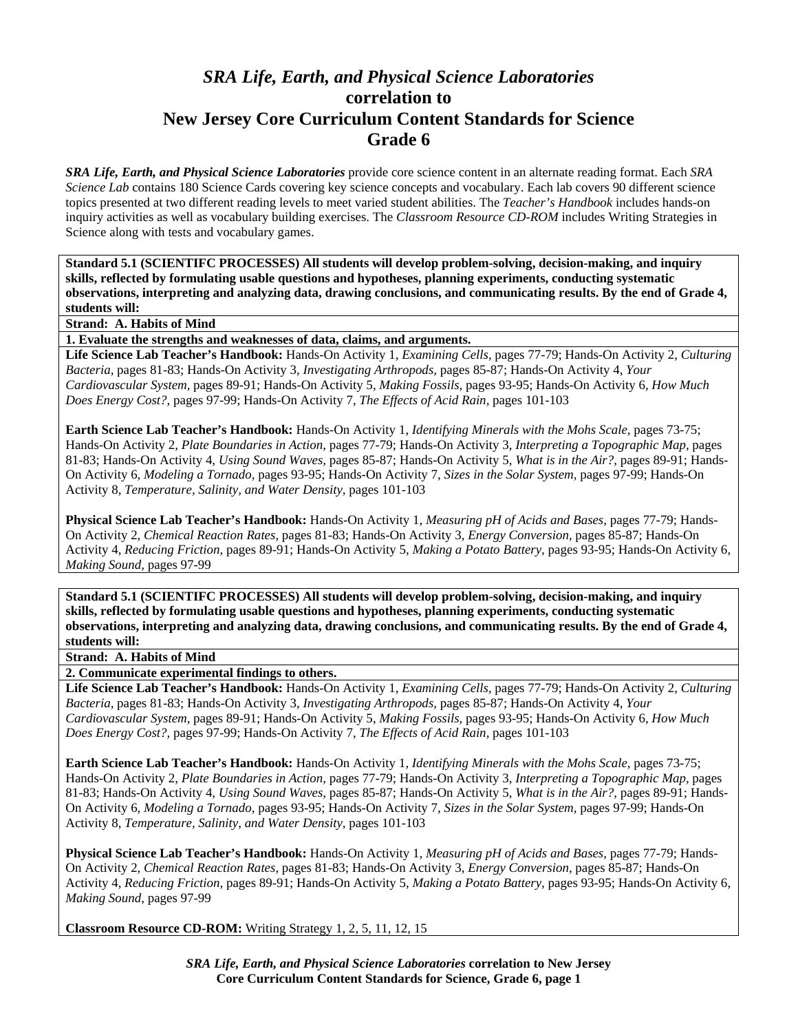# *SRA Life, Earth, and Physical Science Laboratories*
## correlation to
## New Jersey Core Curriculum Content Standards for Science
## Grade 6

***SRA Life, Earth, and Physical Science Laboratories*** provide core science content in an alternate reading format. Each *SRA Science Lab* contains 180 Science Cards covering key science concepts and vocabulary. Each lab covers 90 different science topics presented at two different reading levels to meet varied student abilities. The *Teacher's Handbook* includes hands-on inquiry activities as well as vocabulary building exercises. The *Classroom Resource CD-ROM* includes Writing Strategies in Science along with tests and vocabulary games.

**Standard 5.1 (SCIENTIFC PROCESSES) All students will develop problem-solving, decision-making, and inquiry skills, reflected by formulating usable questions and hypotheses, planning experiments, conducting systematic observations, interpreting and analyzing data, drawing conclusions, and communicating results. By the end of Grade 4, students will:**

**Strand: A. Habits of Mind**

**1. Evaluate the strengths and weaknesses of data, claims, and arguments.**

**Life Science Lab Teacher's Handbook:** Hands-On Activity 1, *Examining Cells,* pages 77-79; Hands-On Activity 2, *Culturing Bacteria,* pages 81-83; Hands-On Activity 3, *Investigating Arthropods,* pages 85-87; Hands-On Activity 4, *Your Cardiovascular System,* pages 89-91; Hands-On Activity 5, *Making Fossils,* pages 93-95; Hands-On Activity 6, *How Much Does Energy Cost?,* pages 97-99; Hands-On Activity 7, *The Effects of Acid Rain,* pages 101-103

**Earth Science Lab Teacher's Handbook:** Hands-On Activity 1, *Identifying Minerals with the Mohs Scale,* pages 73-75; Hands-On Activity 2, *Plate Boundaries in Action,* pages 77-79; Hands-On Activity 3, *Interpreting a Topographic Map,* pages 81-83; Hands-On Activity 4, *Using Sound Waves,* pages 85-87; Hands-On Activity 5, *What is in the Air?,* pages 89-91; Hands-On Activity 6, *Modeling a Tornado,* pages 93-95; Hands-On Activity 7, *Sizes in the Solar System,* pages 97-99; Hands-On Activity 8, *Temperature, Salinity, and Water Density,* pages 101-103

**Physical Science Lab Teacher's Handbook:** Hands-On Activity 1, *Measuring pH of Acids and Bases,* pages 77-79; Hands-On Activity 2, *Chemical Reaction Rates,* pages 81-83; Hands-On Activity 3, *Energy Conversion,* pages 85-87; Hands-On Activity 4, *Reducing Friction,* pages 89-91; Hands-On Activity 5, *Making a Potato Battery,* pages 93-95; Hands-On Activity 6, *Making Sound,* pages 97-99

**Standard 5.1 (SCIENTIFC PROCESSES) All students will develop problem-solving, decision-making, and inquiry skills, reflected by formulating usable questions and hypotheses, planning experiments, conducting systematic observations, interpreting and analyzing data, drawing conclusions, and communicating results. By the end of Grade 4, students will:**

**Strand: A. Habits of Mind**

**2. Communicate experimental findings to others.**

**Life Science Lab Teacher's Handbook:** Hands-On Activity 1, *Examining Cells,* pages 77-79; Hands-On Activity 2, *Culturing Bacteria,* pages 81-83; Hands-On Activity 3, *Investigating Arthropods,* pages 85-87; Hands-On Activity 4, *Your Cardiovascular System,* pages 89-91; Hands-On Activity 5, *Making Fossils,* pages 93-95; Hands-On Activity 6, *How Much Does Energy Cost?,* pages 97-99; Hands-On Activity 7, *The Effects of Acid Rain,* pages 101-103

**Earth Science Lab Teacher's Handbook:** Hands-On Activity 1, *Identifying Minerals with the Mohs Scale,* pages 73-75; Hands-On Activity 2, *Plate Boundaries in Action,* pages 77-79; Hands-On Activity 3, *Interpreting a Topographic Map,* pages 81-83; Hands-On Activity 4, *Using Sound Waves,* pages 85-87; Hands-On Activity 5, *What is in the Air?,* pages 89-91; Hands-On Activity 6, *Modeling a Tornado,* pages 93-95; Hands-On Activity 7, *Sizes in the Solar System,* pages 97-99; Hands-On Activity 8, *Temperature, Salinity, and Water Density,* pages 101-103

**Physical Science Lab Teacher's Handbook:** Hands-On Activity 1, *Measuring pH of Acids and Bases,* pages 77-79; Hands-On Activity 2, *Chemical Reaction Rates,* pages 81-83; Hands-On Activity 3, *Energy Conversion,* pages 85-87; Hands-On Activity 4, *Reducing Friction,* pages 89-91; Hands-On Activity 5, *Making a Potato Battery,* pages 93-95; Hands-On Activity 6, *Making Sound,* pages 97-99

**Classroom Resource CD-ROM:** Writing Strategy 1, 2, 5, 11, 12, 15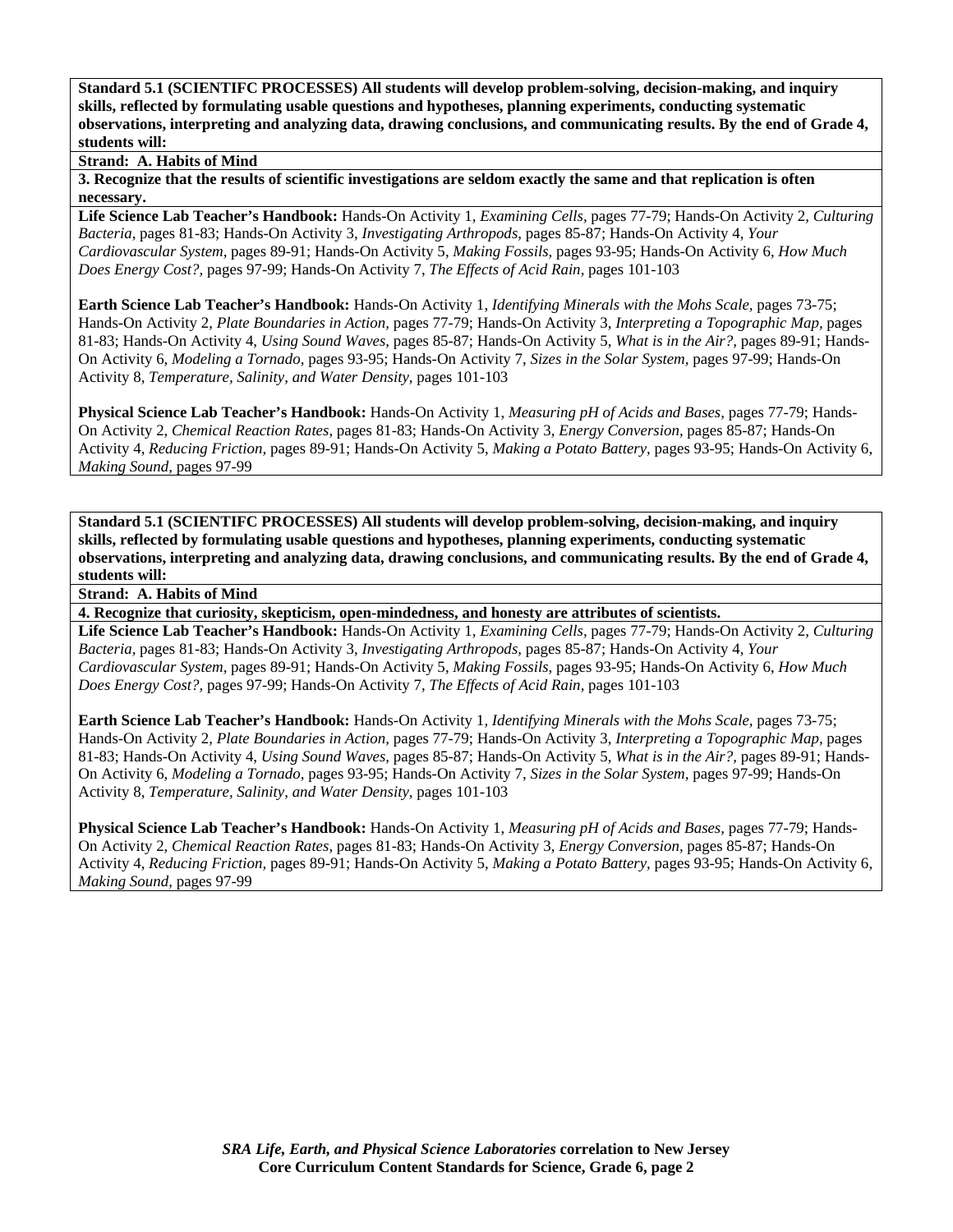**Standard 5.1 (SCIENTIFC PROCESSES) All students will develop problem-solving, decision-making, and inquiry skills, reflected by formulating usable questions and hypotheses, planning experiments, conducting systematic observations, interpreting and analyzing data, drawing conclusions, and communicating results. By the end of Grade 4, students will:**

**Strand: A. Habits of Mind**

**3. Recognize that the results of scientific investigations are seldom exactly the same and that replication is often necessary.**

**Life Science Lab Teacher's Handbook:** Hands-On Activity 1, *Examining Cells,* pages 77-79; Hands-On Activity 2, *Culturing Bacteria,* pages 81-83; Hands-On Activity 3, *Investigating Arthropods,* pages 85-87; Hands-On Activity 4, *Your Cardiovascular System,* pages 89-91; Hands-On Activity 5, *Making Fossils,* pages 93-95; Hands-On Activity 6, *How Much Does Energy Cost?,* pages 97-99; Hands-On Activity 7, *The Effects of Acid Rain,* pages 101-103

**Earth Science Lab Teacher's Handbook:** Hands-On Activity 1, *Identifying Minerals with the Mohs Scale,* pages 73-75; Hands-On Activity 2, *Plate Boundaries in Action,* pages 77-79; Hands-On Activity 3, *Interpreting a Topographic Map,* pages 81-83; Hands-On Activity 4, *Using Sound Waves,* pages 85-87; Hands-On Activity 5, *What is in the Air?,* pages 89-91; Hands-On Activity 6, *Modeling a Tornado,* pages 93-95; Hands-On Activity 7, *Sizes in the Solar System,* pages 97-99; Hands-On Activity 8, *Temperature, Salinity, and Water Density,* pages 101-103

**Physical Science Lab Teacher's Handbook:** Hands-On Activity 1, *Measuring pH of Acids and Bases,* pages 77-79; Hands-On Activity 2, *Chemical Reaction Rates,* pages 81-83; Hands-On Activity 3, *Energy Conversion,* pages 85-87; Hands-On Activity 4, *Reducing Friction,* pages 89-91; Hands-On Activity 5, *Making a Potato Battery,* pages 93-95; Hands-On Activity 6, *Making Sound,* pages 97-99

**Standard 5.1 (SCIENTIFC PROCESSES) All students will develop problem-solving, decision-making, and inquiry skills, reflected by formulating usable questions and hypotheses, planning experiments, conducting systematic observations, interpreting and analyzing data, drawing conclusions, and communicating results. By the end of Grade 4, students will:**

**Strand: A. Habits of Mind**

**4. Recognize that curiosity, skepticism, open-mindedness, and honesty are attributes of scientists.**

**Life Science Lab Teacher's Handbook:** Hands-On Activity 1, *Examining Cells,* pages 77-79; Hands-On Activity 2, *Culturing Bacteria,* pages 81-83; Hands-On Activity 3, *Investigating Arthropods,* pages 85-87; Hands-On Activity 4, *Your Cardiovascular System,* pages 89-91; Hands-On Activity 5, *Making Fossils,* pages 93-95; Hands-On Activity 6, *How Much Does Energy Cost?,* pages 97-99; Hands-On Activity 7, *The Effects of Acid Rain,* pages 101-103

**Earth Science Lab Teacher's Handbook:** Hands-On Activity 1, *Identifying Minerals with the Mohs Scale,* pages 73-75; Hands-On Activity 2, *Plate Boundaries in Action,* pages 77-79; Hands-On Activity 3, *Interpreting a Topographic Map,* pages 81-83; Hands-On Activity 4, *Using Sound Waves,* pages 85-87; Hands-On Activity 5, *What is in the Air?,* pages 89-91; Hands-On Activity 6, *Modeling a Tornado,* pages 93-95; Hands-On Activity 7, *Sizes in the Solar System,* pages 97-99; Hands-On Activity 8, *Temperature, Salinity, and Water Density,* pages 101-103

**Physical Science Lab Teacher's Handbook:** Hands-On Activity 1, *Measuring pH of Acids and Bases,* pages 77-79; Hands-On Activity 2, *Chemical Reaction Rates,* pages 81-83; Hands-On Activity 3, *Energy Conversion,* pages 85-87; Hands-On Activity 4, *Reducing Friction,* pages 89-91; Hands-On Activity 5, *Making a Potato Battery,* pages 93-95; Hands-On Activity 6, *Making Sound,* pages 97-99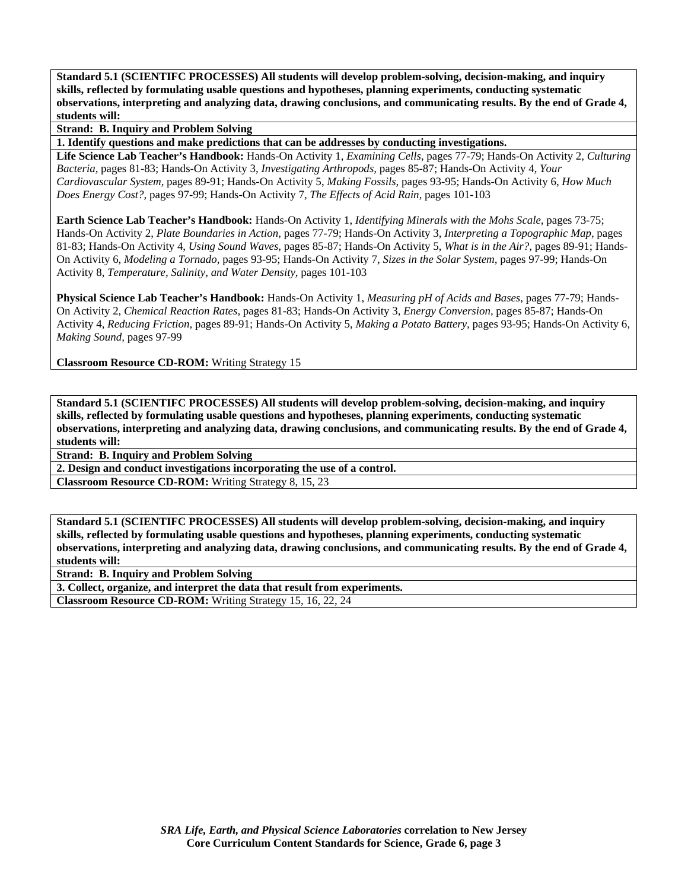**Standard 5.1 (SCIENTIFC PROCESSES) All students will develop problem-solving, decision-making, and inquiry skills, reflected by formulating usable questions and hypotheses, planning experiments, conducting systematic observations, interpreting and analyzing data, drawing conclusions, and communicating results. By the end of Grade 4, students will:**

**Strand: B. Inquiry and Problem Solving**

**1. Identify questions and make predictions that can be addresses by conducting investigations.**

**Life Science Lab Teacher's Handbook:** Hands-On Activity 1, *Examining Cells,* pages 77-79; Hands-On Activity 2, *Culturing Bacteria,* pages 81-83; Hands-On Activity 3, *Investigating Arthropods,* pages 85-87; Hands-On Activity 4, *Your Cardiovascular System,* pages 89-91; Hands-On Activity 5, *Making Fossils,* pages 93-95; Hands-On Activity 6, *How Much Does Energy Cost?,* pages 97-99; Hands-On Activity 7, *The Effects of Acid Rain,* pages 101-103

**Earth Science Lab Teacher's Handbook:** Hands-On Activity 1, *Identifying Minerals with the Mohs Scale,* pages 73-75; Hands-On Activity 2, *Plate Boundaries in Action,* pages 77-79; Hands-On Activity 3, *Interpreting a Topographic Map,* pages 81-83; Hands-On Activity 4, *Using Sound Waves,* pages 85-87; Hands-On Activity 5, *What is in the Air?,* pages 89-91; Hands-On Activity 6, *Modeling a Tornado,* pages 93-95; Hands-On Activity 7, *Sizes in the Solar System,* pages 97-99; Hands-On Activity 8, *Temperature, Salinity, and Water Density,* pages 101-103

**Physical Science Lab Teacher's Handbook:** Hands-On Activity 1, *Measuring pH of Acids and Bases,* pages 77-79; Hands-On Activity 2, *Chemical Reaction Rates,* pages 81-83; Hands-On Activity 3, *Energy Conversion,* pages 85-87; Hands-On Activity 4, *Reducing Friction,* pages 89-91; Hands-On Activity 5, *Making a Potato Battery,* pages 93-95; Hands-On Activity 6, *Making Sound,* pages 97-99

**Classroom Resource CD-ROM:** Writing Strategy 15

**Standard 5.1 (SCIENTIFC PROCESSES) All students will develop problem-solving, decision-making, and inquiry skills, reflected by formulating usable questions and hypotheses, planning experiments, conducting systematic observations, interpreting and analyzing data, drawing conclusions, and communicating results. By the end of Grade 4, students will:**

**Strand: B. Inquiry and Problem Solving**

**2. Design and conduct investigations incorporating the use of a control.**

**Classroom Resource CD-ROM:** Writing Strategy 8, 15, 23

**Standard 5.1 (SCIENTIFC PROCESSES) All students will develop problem-solving, decision-making, and inquiry skills, reflected by formulating usable questions and hypotheses, planning experiments, conducting systematic observations, interpreting and analyzing data, drawing conclusions, and communicating results. By the end of Grade 4, students will:**

**Strand: B. Inquiry and Problem Solving**

**3. Collect, organize, and interpret the data that result from experiments.**

**Classroom Resource CD-ROM:** Writing Strategy 15, 16, 22, 24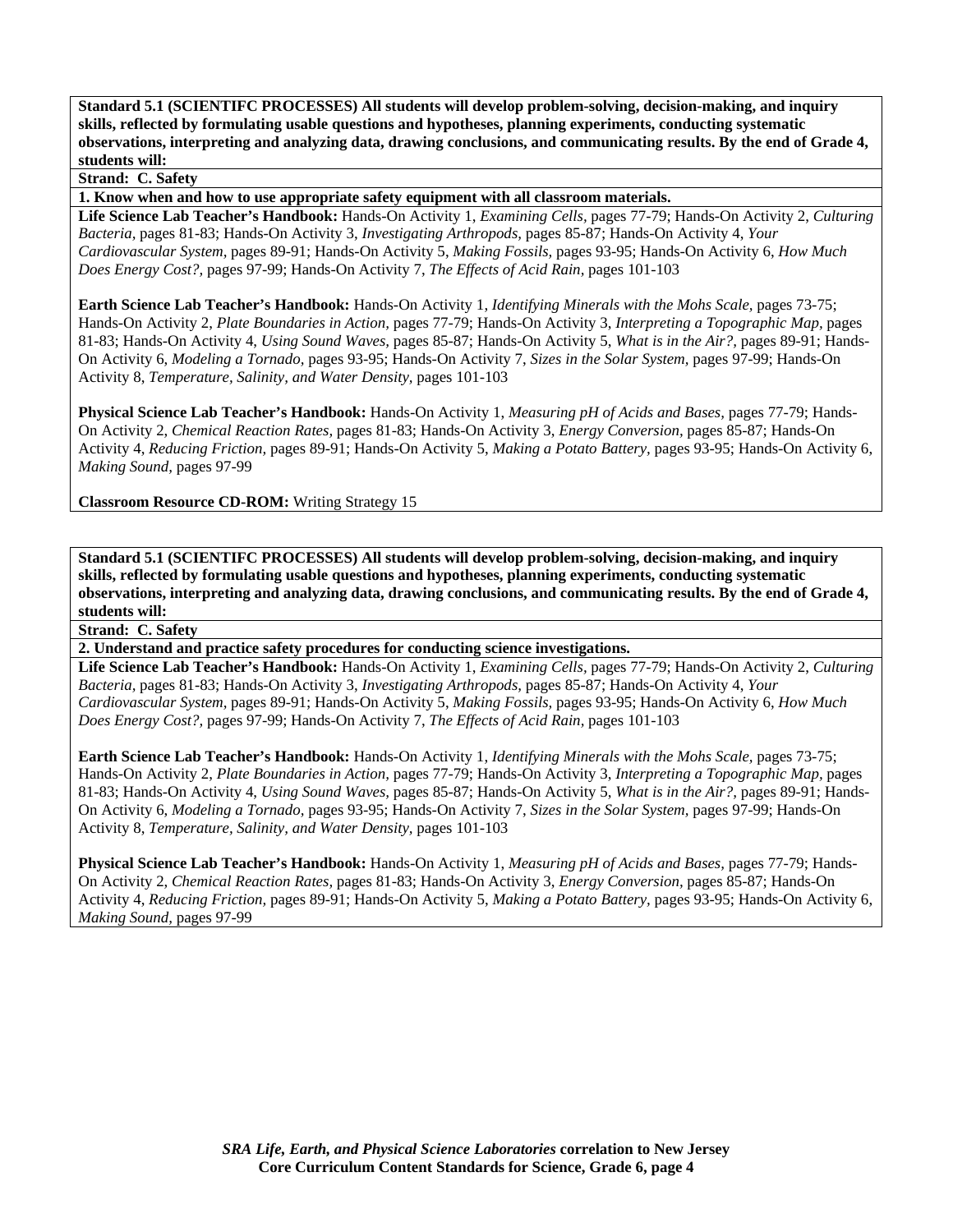**Standard 5.1 (SCIENTIFC PROCESSES) All students will develop problem-solving, decision-making, and inquiry skills, reflected by formulating usable questions and hypotheses, planning experiments, conducting systematic observations, interpreting and analyzing data, drawing conclusions, and communicating results. By the end of Grade 4, students will:**

**Strand: C. Safety**

**1. Know when and how to use appropriate safety equipment with all classroom materials.**

**Life Science Lab Teacher's Handbook:** Hands-On Activity 1, *Examining Cells,* pages 77-79; Hands-On Activity 2, *Culturing Bacteria,* pages 81-83; Hands-On Activity 3, *Investigating Arthropods,* pages 85-87; Hands-On Activity 4, *Your Cardiovascular System,* pages 89-91; Hands-On Activity 5, *Making Fossils,* pages 93-95; Hands-On Activity 6, *How Much Does Energy Cost?,* pages 97-99; Hands-On Activity 7, *The Effects of Acid Rain,* pages 101-103

**Earth Science Lab Teacher's Handbook:** Hands-On Activity 1, *Identifying Minerals with the Mohs Scale,* pages 73-75; Hands-On Activity 2, *Plate Boundaries in Action,* pages 77-79; Hands-On Activity 3, *Interpreting a Topographic Map,* pages 81-83; Hands-On Activity 4, *Using Sound Waves,* pages 85-87; Hands-On Activity 5, *What is in the Air?,* pages 89-91; Hands-On Activity 6, *Modeling a Tornado,* pages 93-95; Hands-On Activity 7, *Sizes in the Solar System,* pages 97-99; Hands-On Activity 8, *Temperature, Salinity, and Water Density,* pages 101-103

**Physical Science Lab Teacher's Handbook:** Hands-On Activity 1, *Measuring pH of Acids and Bases,* pages 77-79; Hands-On Activity 2, *Chemical Reaction Rates,* pages 81-83; Hands-On Activity 3, *Energy Conversion,* pages 85-87; Hands-On Activity 4, *Reducing Friction,* pages 89-91; Hands-On Activity 5, *Making a Potato Battery,* pages 93-95; Hands-On Activity 6, *Making Sound,* pages 97-99

**Classroom Resource CD-ROM:** Writing Strategy 15

**Standard 5.1 (SCIENTIFC PROCESSES) All students will develop problem-solving, decision-making, and inquiry skills, reflected by formulating usable questions and hypotheses, planning experiments, conducting systematic observations, interpreting and analyzing data, drawing conclusions, and communicating results. By the end of Grade 4, students will:**

**Strand: C. Safety**

**2. Understand and practice safety procedures for conducting science investigations.**

**Life Science Lab Teacher's Handbook:** Hands-On Activity 1, *Examining Cells,* pages 77-79; Hands-On Activity 2, *Culturing Bacteria,* pages 81-83; Hands-On Activity 3, *Investigating Arthropods,* pages 85-87; Hands-On Activity 4, *Your Cardiovascular System,* pages 89-91; Hands-On Activity 5, *Making Fossils,* pages 93-95; Hands-On Activity 6, *How Much Does Energy Cost?,* pages 97-99; Hands-On Activity 7, *The Effects of Acid Rain,* pages 101-103

**Earth Science Lab Teacher's Handbook:** Hands-On Activity 1, *Identifying Minerals with the Mohs Scale,* pages 73-75; Hands-On Activity 2, *Plate Boundaries in Action,* pages 77-79; Hands-On Activity 3, *Interpreting a Topographic Map,* pages 81-83; Hands-On Activity 4, *Using Sound Waves,* pages 85-87; Hands-On Activity 5, *What is in the Air?,* pages 89-91; Hands-On Activity 6, *Modeling a Tornado,* pages 93-95; Hands-On Activity 7, *Sizes in the Solar System,* pages 97-99; Hands-On Activity 8, *Temperature, Salinity, and Water Density,* pages 101-103

**Physical Science Lab Teacher's Handbook:** Hands-On Activity 1, *Measuring pH of Acids and Bases,* pages 77-79; Hands-On Activity 2, *Chemical Reaction Rates,* pages 81-83; Hands-On Activity 3, *Energy Conversion,* pages 85-87; Hands-On Activity 4, *Reducing Friction,* pages 89-91; Hands-On Activity 5, *Making a Potato Battery,* pages 93-95; Hands-On Activity 6, *Making Sound,* pages 97-99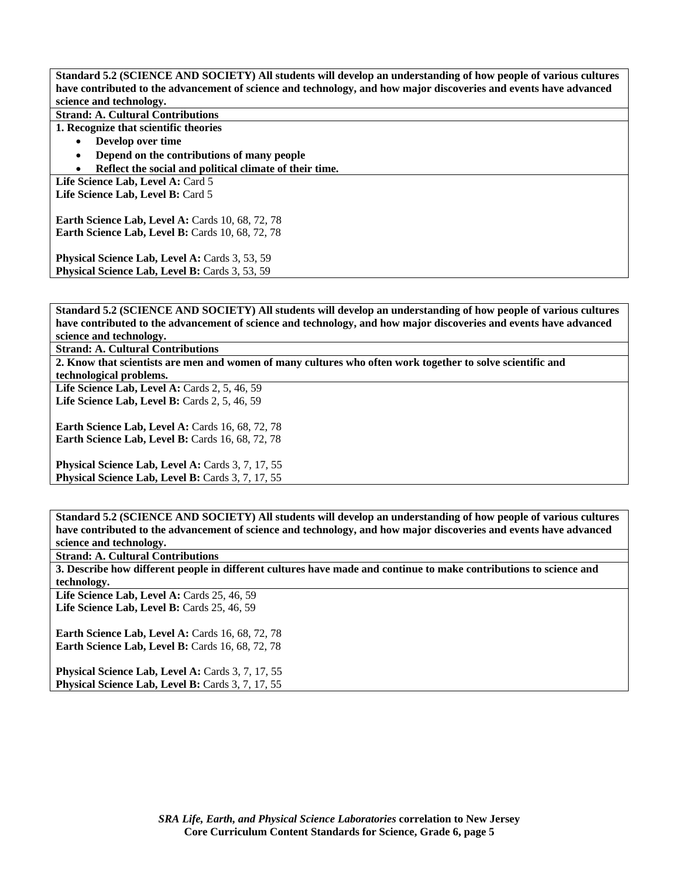**Standard 5.2 (SCIENCE AND SOCIETY) All students will develop an understanding of how people of various cultures have contributed to the advancement of science and technology, and how major discoveries and events have advanced science and technology.**

**Strand: A. Cultural Contributions**

**1. Recognize that scientific theories**

- **Develop over time**
- **Depend on the contributions of many people**
- **Reflect the social and political climate of their time.**

**Life Science Lab, Level A:** Card 5
**Life Science Lab, Level B:** Card 5

**Earth Science Lab, Level A:** Cards 10, 68, 72, 78
**Earth Science Lab, Level B:** Cards 10, 68, 72, 78

**Physical Science Lab, Level A:** Cards 3, 53, 59
**Physical Science Lab, Level B:** Cards 3, 53, 59

---

**Standard 5.2 (SCIENCE AND SOCIETY) All students will develop an understanding of how people of various cultures have contributed to the advancement of science and technology, and how major discoveries and events have advanced science and technology.**

**Strand: A. Cultural Contributions**

**2. Know that scientists are men and women of many cultures who often work together to solve scientific and technological problems.**

**Life Science Lab, Level A:** Cards 2, 5, 46, 59
**Life Science Lab, Level B:** Cards 2, 5, 46, 59

**Earth Science Lab, Level A:** Cards 16, 68, 72, 78
**Earth Science Lab, Level B:** Cards 16, 68, 72, 78

**Physical Science Lab, Level A:** Cards 3, 7, 17, 55
**Physical Science Lab, Level B:** Cards 3, 7, 17, 55

---

**Standard 5.2 (SCIENCE AND SOCIETY) All students will develop an understanding of how people of various cultures have contributed to the advancement of science and technology, and how major discoveries and events have advanced science and technology.**

**Strand: A. Cultural Contributions**

**3. Describe how different people in different cultures have made and continue to make contributions to science and technology.**

**Life Science Lab, Level A:** Cards 25, 46, 59
**Life Science Lab, Level B:** Cards 25, 46, 59

**Earth Science Lab, Level A:** Cards 16, 68, 72, 78
**Earth Science Lab, Level B:** Cards 16, 68, 72, 78

**Physical Science Lab, Level A:** Cards 3, 7, 17, 55
**Physical Science Lab, Level B:** Cards 3, 7, 17, 55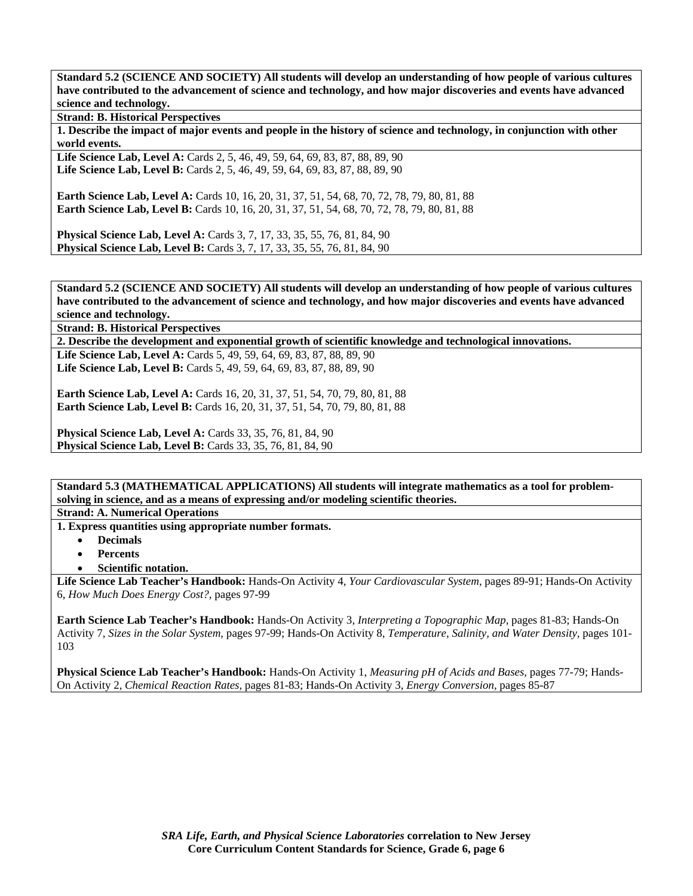**Standard 5.2 (SCIENCE AND SOCIETY) All students will develop an understanding of how people of various cultures have contributed to the advancement of science and technology, and how major discoveries and events have advanced science and technology.**

**Strand: B. Historical Perspectives**

**1. Describe the impact of major events and people in the history of science and technology, in conjunction with other world events.**

**Life Science Lab, Level A:** Cards 2, 5, 46, 49, 59, 64, 69, 83, 87, 88, 89, 90
**Life Science Lab, Level B:** Cards 2, 5, 46, 49, 59, 64, 69, 83, 87, 88, 89, 90

**Earth Science Lab, Level A:** Cards 10, 16, 20, 31, 37, 51, 54, 68, 70, 72, 78, 79, 80, 81, 88
**Earth Science Lab, Level B:** Cards 10, 16, 20, 31, 37, 51, 54, 68, 70, 72, 78, 79, 80, 81, 88

**Physical Science Lab, Level A:** Cards 3, 7, 17, 33, 35, 55, 76, 81, 84, 90
**Physical Science Lab, Level B:** Cards 3, 7, 17, 33, 35, 55, 76, 81, 84, 90

**Standard 5.2 (SCIENCE AND SOCIETY) All students will develop an understanding of how people of various cultures have contributed to the advancement of science and technology, and how major discoveries and events have advanced science and technology.**

**Strand: B. Historical Perspectives**

**2. Describe the development and exponential growth of scientific knowledge and technological innovations.**

**Life Science Lab, Level A:** Cards 5, 49, 59, 64, 69, 83, 87, 88, 89, 90
**Life Science Lab, Level B:** Cards 5, 49, 59, 64, 69, 83, 87, 88, 89, 90

**Earth Science Lab, Level A:** Cards 16, 20, 31, 37, 51, 54, 70, 79, 80, 81, 88
**Earth Science Lab, Level B:** Cards 16, 20, 31, 37, 51, 54, 70, 79, 80, 81, 88

**Physical Science Lab, Level A:** Cards 33, 35, 76, 81, 84, 90
**Physical Science Lab, Level B:** Cards 33, 35, 76, 81, 84, 90

**Standard 5.3 (MATHEMATICAL APPLICATIONS) All students will integrate mathematics as a tool for problem-solving in science, and as a means of expressing and/or modeling scientific theories.**

**Strand: A. Numerical Operations**

**1. Express quantities using appropriate number formats.**

- **Decimals**
- **Percents**
- **Scientific notation.**

**Life Science Lab Teacher's Handbook:** Hands-On Activity 4, *Your Cardiovascular System,* pages 89-91; Hands-On Activity 6, *How Much Does Energy Cost?,* pages 97-99

**Earth Science Lab Teacher's Handbook:** Hands-On Activity 3, *Interpreting a Topographic Map,* pages 81-83; Hands-On Activity 7, *Sizes in the Solar System,* pages 97-99; Hands-On Activity 8, *Temperature, Salinity, and Water Density,* pages 101-103

**Physical Science Lab Teacher's Handbook:** Hands-On Activity 1, *Measuring pH of Acids and Bases,* pages 77-79; Hands-On Activity 2, *Chemical Reaction Rates,* pages 81-83; Hands-On Activity 3, *Energy Conversion,* pages 85-87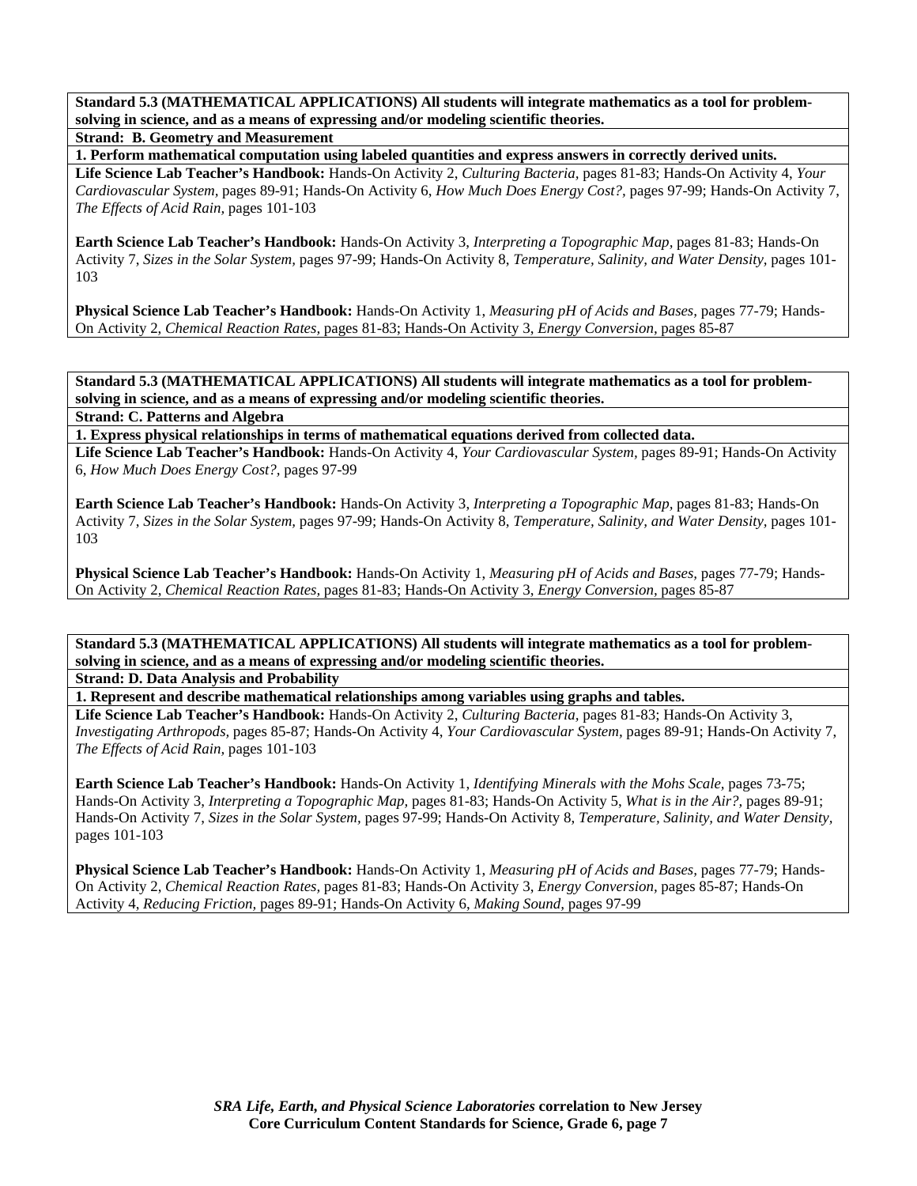**Standard 5.3 (MATHEMATICAL APPLICATIONS) All students will integrate mathematics as a tool for problem-solving in science, and as a means of expressing and/or modeling scientific theories.**

**Strand: B. Geometry and Measurement**

**1. Perform mathematical computation using labeled quantities and express answers in correctly derived units.**

**Life Science Lab Teacher's Handbook:** Hands-On Activity 2, *Culturing Bacteria,* pages 81-83; Hands-On Activity 4, *Your Cardiovascular System,* pages 89-91; Hands-On Activity 6, *How Much Does Energy Cost?,* pages 97-99; Hands-On Activity 7, *The Effects of Acid Rain,* pages 101-103

**Earth Science Lab Teacher's Handbook:** Hands-On Activity 3, *Interpreting a Topographic Map,* pages 81-83; Hands-On Activity 7, *Sizes in the Solar System,* pages 97-99; Hands-On Activity 8, *Temperature, Salinity, and Water Density,* pages 101-103

**Physical Science Lab Teacher's Handbook:** Hands-On Activity 1, *Measuring pH of Acids and Bases,* pages 77-79; Hands-On Activity 2, *Chemical Reaction Rates,* pages 81-83; Hands-On Activity 3, *Energy Conversion,* pages 85-87

**Standard 5.3 (MATHEMATICAL APPLICATIONS) All students will integrate mathematics as a tool for problem-solving in science, and as a means of expressing and/or modeling scientific theories.**

**Strand: C. Patterns and Algebra**

**1. Express physical relationships in terms of mathematical equations derived from collected data.**

**Life Science Lab Teacher's Handbook:** Hands-On Activity 4, *Your Cardiovascular System,* pages 89-91; Hands-On Activity 6, *How Much Does Energy Cost?,* pages 97-99

**Earth Science Lab Teacher's Handbook:** Hands-On Activity 3, *Interpreting a Topographic Map,* pages 81-83; Hands-On Activity 7, *Sizes in the Solar System,* pages 97-99; Hands-On Activity 8, *Temperature, Salinity, and Water Density,* pages 101-103

**Physical Science Lab Teacher's Handbook:** Hands-On Activity 1, *Measuring pH of Acids and Bases,* pages 77-79; Hands-On Activity 2, *Chemical Reaction Rates,* pages 81-83; Hands-On Activity 3, *Energy Conversion,* pages 85-87

**Standard 5.3 (MATHEMATICAL APPLICATIONS) All students will integrate mathematics as a tool for problem-solving in science, and as a means of expressing and/or modeling scientific theories.**

**Strand: D. Data Analysis and Probability**

**1. Represent and describe mathematical relationships among variables using graphs and tables.**

**Life Science Lab Teacher's Handbook:** Hands-On Activity 2, *Culturing Bacteria,* pages 81-83; Hands-On Activity 3, *Investigating Arthropods,* pages 85-87; Hands-On Activity 4, *Your Cardiovascular System,* pages 89-91; Hands-On Activity 7, *The Effects of Acid Rain,* pages 101-103

**Earth Science Lab Teacher's Handbook:** Hands-On Activity 1, *Identifying Minerals with the Mohs Scale,* pages 73-75; Hands-On Activity 3, *Interpreting a Topographic Map,* pages 81-83; Hands-On Activity 5, *What is in the Air?,* pages 89-91; Hands-On Activity 7, *Sizes in the Solar System,* pages 97-99; Hands-On Activity 8, *Temperature, Salinity, and Water Density,* pages 101-103

**Physical Science Lab Teacher's Handbook:** Hands-On Activity 1, *Measuring pH of Acids and Bases,* pages 77-79; Hands-On Activity 2, *Chemical Reaction Rates,* pages 81-83; Hands-On Activity 3, *Energy Conversion,* pages 85-87; Hands-On Activity 4, *Reducing Friction,* pages 89-91; Hands-On Activity 6, *Making Sound,* pages 97-99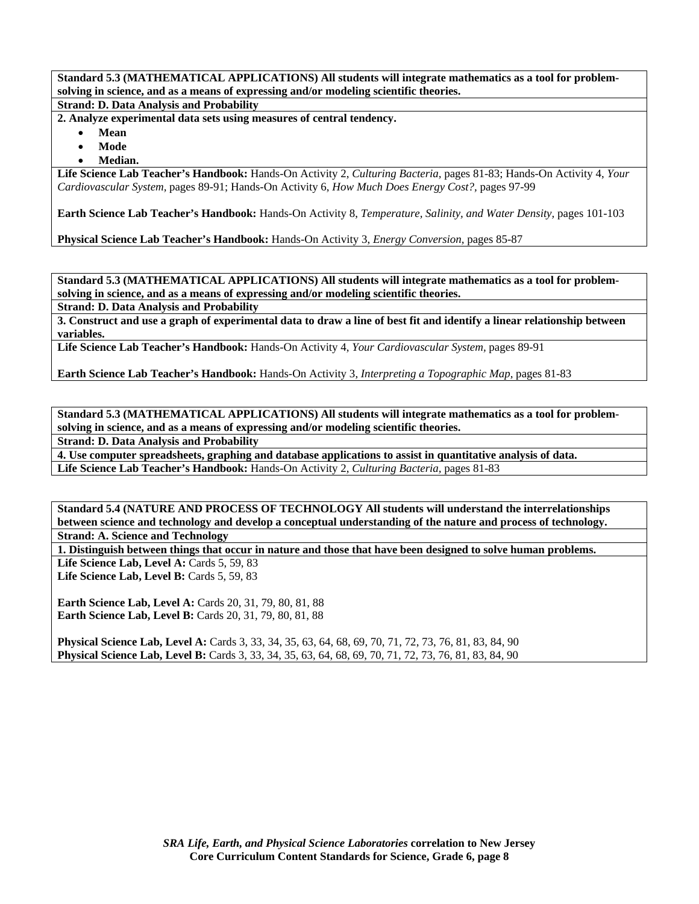**Standard 5.3 (MATHEMATICAL APPLICATIONS) All students will integrate mathematics as a tool for problem-solving in science, and as a means of expressing and/or modeling scientific theories.**

**Strand: D. Data Analysis and Probability**

**2. Analyze experimental data sets using measures of central tendency.**

- **Mean**
- **Mode**
- **Median.**

**Life Science Lab Teacher's Handbook:** Hands-On Activity 2, *Culturing Bacteria,* pages 81-83; Hands-On Activity 4, *Your Cardiovascular System,* pages 89-91; Hands-On Activity 6, *How Much Does Energy Cost?,* pages 97-99

**Earth Science Lab Teacher's Handbook:** Hands-On Activity 8, *Temperature, Salinity, and Water Density,* pages 101-103

**Physical Science Lab Teacher's Handbook:** Hands-On Activity 3, *Energy Conversion,* pages 85-87

**Standard 5.3 (MATHEMATICAL APPLICATIONS) All students will integrate mathematics as a tool for problem-solving in science, and as a means of expressing and/or modeling scientific theories.**

**Strand: D. Data Analysis and Probability**

**3. Construct and use a graph of experimental data to draw a line of best fit and identify a linear relationship between variables.**

**Life Science Lab Teacher's Handbook:** Hands-On Activity 4, *Your Cardiovascular System,* pages 89-91

**Earth Science Lab Teacher's Handbook:** Hands-On Activity 3, *Interpreting a Topographic Map,* pages 81-83

**Standard 5.3 (MATHEMATICAL APPLICATIONS) All students will integrate mathematics as a tool for problem-solving in science, and as a means of expressing and/or modeling scientific theories.**

**Strand: D. Data Analysis and Probability**

**4. Use computer spreadsheets, graphing and database applications to assist in quantitative analysis of data.**

**Life Science Lab Teacher's Handbook:** Hands-On Activity 2, *Culturing Bacteria,* pages 81-83

**Standard 5.4 (NATURE AND PROCESS OF TECHNOLOGY All students will understand the interrelationships between science and technology and develop a conceptual understanding of the nature and process of technology.**

**Strand: A. Science and Technology**

**1. Distinguish between things that occur in nature and those that have been designed to solve human problems.**

**Life Science Lab, Level A:** Cards 5, 59, 83
**Life Science Lab, Level B:** Cards 5, 59, 83

**Earth Science Lab, Level A:** Cards 20, 31, 79, 80, 81, 88
**Earth Science Lab, Level B:** Cards 20, 31, 79, 80, 81, 88

**Physical Science Lab, Level A:** Cards 3, 33, 34, 35, 63, 64, 68, 69, 70, 71, 72, 73, 76, 81, 83, 84, 90
**Physical Science Lab, Level B:** Cards 3, 33, 34, 35, 63, 64, 68, 69, 70, 71, 72, 73, 76, 81, 83, 84, 90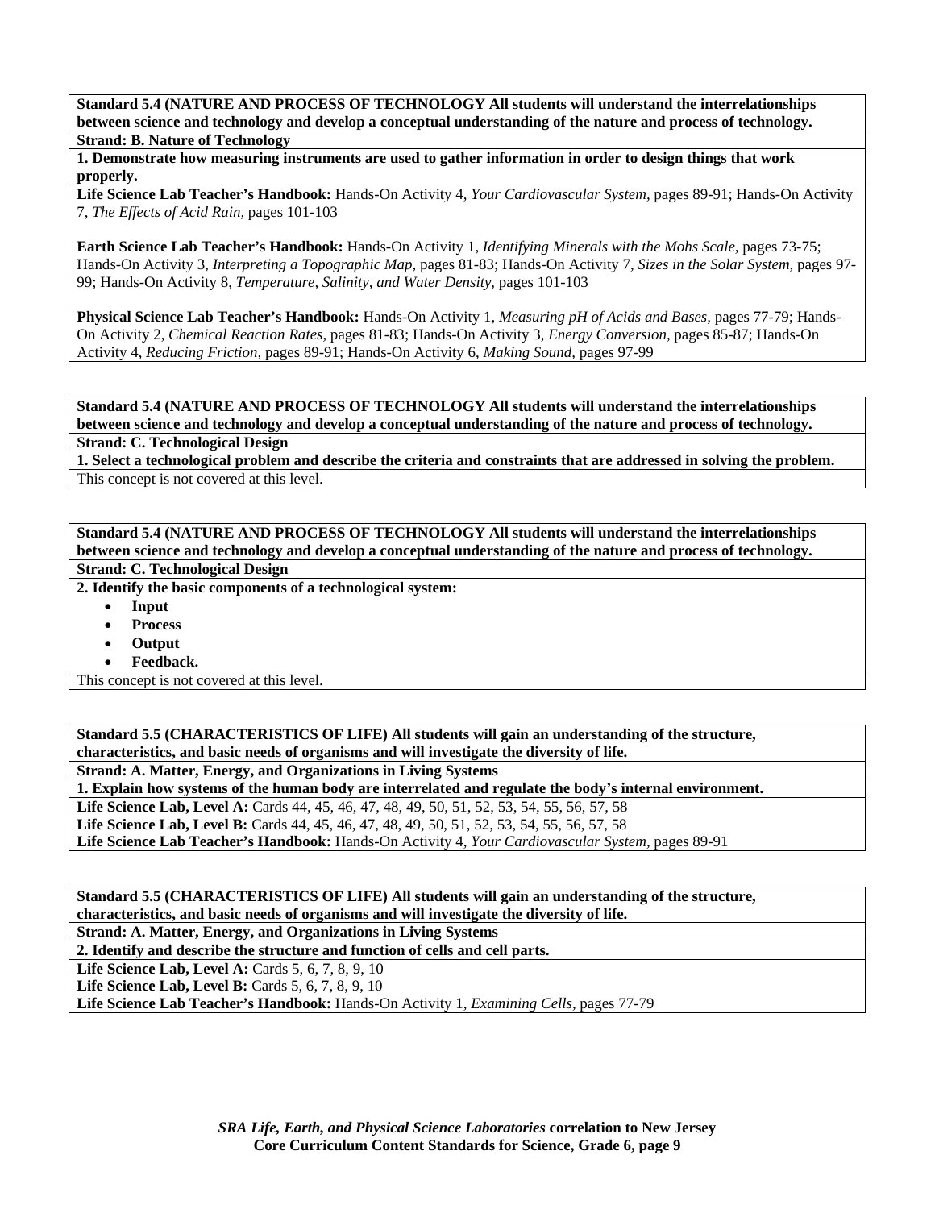**Standard 5.4 (NATURE AND PROCESS OF TECHNOLOGY All students will understand the interrelationships between science and technology and develop a conceptual understanding of the nature and process of technology.**

**Strand: B. Nature of Technology**

**1. Demonstrate how measuring instruments are used to gather information in order to design things that work properly.**

**Life Science Lab Teacher's Handbook:** Hands-On Activity 4, *Your Cardiovascular System,* pages 89-91; Hands-On Activity 7, *The Effects of Acid Rain,* pages 101-103

**Earth Science Lab Teacher's Handbook:** Hands-On Activity 1, *Identifying Minerals with the Mohs Scale,* pages 73-75; Hands-On Activity 3, *Interpreting a Topographic Map,* pages 81-83; Hands-On Activity 7, *Sizes in the Solar System,* pages 97-99; Hands-On Activity 8, *Temperature, Salinity, and Water Density,* pages 101-103

**Physical Science Lab Teacher's Handbook:** Hands-On Activity 1, *Measuring pH of Acids and Bases,* pages 77-79; Hands-On Activity 2, *Chemical Reaction Rates,* pages 81-83; Hands-On Activity 3, *Energy Conversion,* pages 85-87; Hands-On Activity 4, *Reducing Friction,* pages 89-91; Hands-On Activity 6, *Making Sound,* pages 97-99

**Standard 5.4 (NATURE AND PROCESS OF TECHNOLOGY All students will understand the interrelationships between science and technology and develop a conceptual understanding of the nature and process of technology.**

**Strand: C. Technological Design**

**1. Select a technological problem and describe the criteria and constraints that are addressed in solving the problem.**

This concept is not covered at this level.

**Standard 5.4 (NATURE AND PROCESS OF TECHNOLOGY All students will understand the interrelationships between science and technology and develop a conceptual understanding of the nature and process of technology.**

**Strand: C. Technological Design**

**2. Identify the basic components of a technological system:**

- **Input**
- **Process**
- **Output**
- **Feedback.**

This concept is not covered at this level.

**Standard 5.5 (CHARACTERISTICS OF LIFE) All students will gain an understanding of the structure, characteristics, and basic needs of organisms and will investigate the diversity of life.**

**Strand: A. Matter, Energy, and Organizations in Living Systems**

**1. Explain how systems of the human body are interrelated and regulate the body's internal environment.**

**Life Science Lab, Level A:** Cards 44, 45, 46, 47, 48, 49, 50, 51, 52, 53, 54, 55, 56, 57, 58
**Life Science Lab, Level B:** Cards 44, 45, 46, 47, 48, 49, 50, 51, 52, 53, 54, 55, 56, 57, 58
**Life Science Lab Teacher's Handbook:** Hands-On Activity 4, *Your Cardiovascular System,* pages 89-91

**Standard 5.5 (CHARACTERISTICS OF LIFE) All students will gain an understanding of the structure, characteristics, and basic needs of organisms and will investigate the diversity of life.**

**Strand: A. Matter, Energy, and Organizations in Living Systems**

**2. Identify and describe the structure and function of cells and cell parts.**

**Life Science Lab, Level A:** Cards 5, 6, 7, 8, 9, 10
**Life Science Lab, Level B:** Cards 5, 6, 7, 8, 9, 10
**Life Science Lab Teacher's Handbook:** Hands-On Activity 1, *Examining Cells,* pages 77-79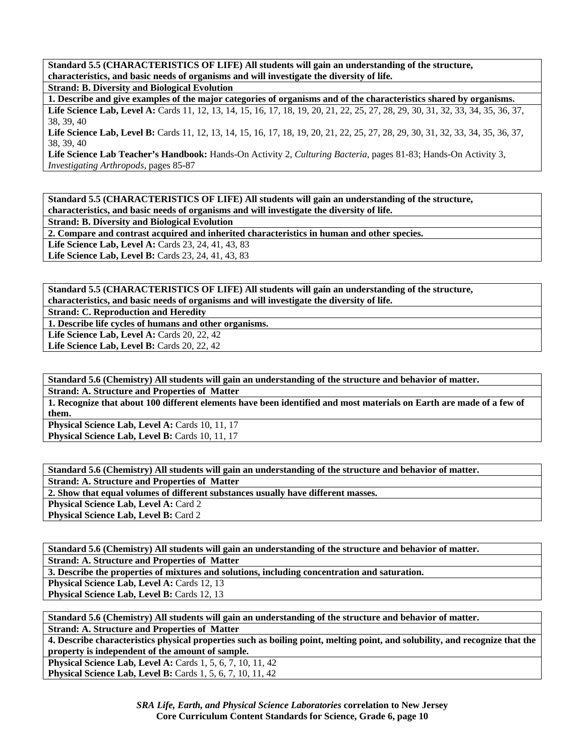**Standard 5.5 (CHARACTERISTICS OF LIFE) All students will gain an understanding of the structure, characteristics, and basic needs of organisms and will investigate the diversity of life.**

**Strand: B. Diversity and Biological Evolution**

**1. Describe and give examples of the major categories of organisms and of the characteristics shared by organisms.**

**Life Science Lab, Level A:** Cards 11, 12, 13, 14, 15, 16, 17, 18, 19, 20, 21, 22, 25, 27, 28, 29, 30, 31, 32, 33, 34, 35, 36, 37, 38, 39, 40

**Life Science Lab, Level B:** Cards 11, 12, 13, 14, 15, 16, 17, 18, 19, 20, 21, 22, 25, 27, 28, 29, 30, 31, 32, 33, 34, 35, 36, 37, 38, 39, 40

**Life Science Lab Teacher's Handbook:** Hands-On Activity 2, *Culturing Bacteria,* pages 81-83; Hands-On Activity 3, *Investigating Arthropods,* pages 85-87

**Standard 5.5 (CHARACTERISTICS OF LIFE) All students will gain an understanding of the structure, characteristics, and basic needs of organisms and will investigate the diversity of life.**

**Strand: B. Diversity and Biological Evolution**

**2. Compare and contrast acquired and inherited characteristics in human and other species.**

**Life Science Lab, Level A:** Cards 23, 24, 41, 43, 83

**Life Science Lab, Level B:** Cards 23, 24, 41, 43, 83

**Standard 5.5 (CHARACTERISTICS OF LIFE) All students will gain an understanding of the structure, characteristics, and basic needs of organisms and will investigate the diversity of life.**

**Strand: C. Reproduction and Heredity**

**1. Describe life cycles of humans and other organisms.**

**Life Science Lab, Level A:** Cards 20, 22, 42

**Life Science Lab, Level B:** Cards 20, 22, 42

**Standard 5.6 (Chemistry) All students will gain an understanding of the structure and behavior of matter.**

**Strand: A. Structure and Properties of Matter**

**1. Recognize that about 100 different elements have been identified and most materials on Earth are made of a few of them.**

**Physical Science Lab, Level A:** Cards 10, 11, 17

**Physical Science Lab, Level B:** Cards 10, 11, 17

**Standard 5.6 (Chemistry) All students will gain an understanding of the structure and behavior of matter.**

**Strand: A. Structure and Properties of Matter**

**2. Show that equal volumes of different substances usually have different masses.**

**Physical Science Lab, Level A:** Card 2

**Physical Science Lab, Level B:** Card 2

**Standard 5.6 (Chemistry) All students will gain an understanding of the structure and behavior of matter.**

**Strand: A. Structure and Properties of Matter**

**3. Describe the properties of mixtures and solutions, including concentration and saturation.**

**Physical Science Lab, Level A:** Cards 12, 13

**Physical Science Lab, Level B:** Cards 12, 13

**Standard 5.6 (Chemistry) All students will gain an understanding of the structure and behavior of matter.**

**Strand: A. Structure and Properties of Matter**

**4. Describe characteristics physical properties such as boiling point, melting point, and solubility, and recognize that the property is independent of the amount of sample.**

**Physical Science Lab, Level A:** Cards 1, 5, 6, 7, 10, 11, 42

**Physical Science Lab, Level B:** Cards 1, 5, 6, 7, 10, 11, 42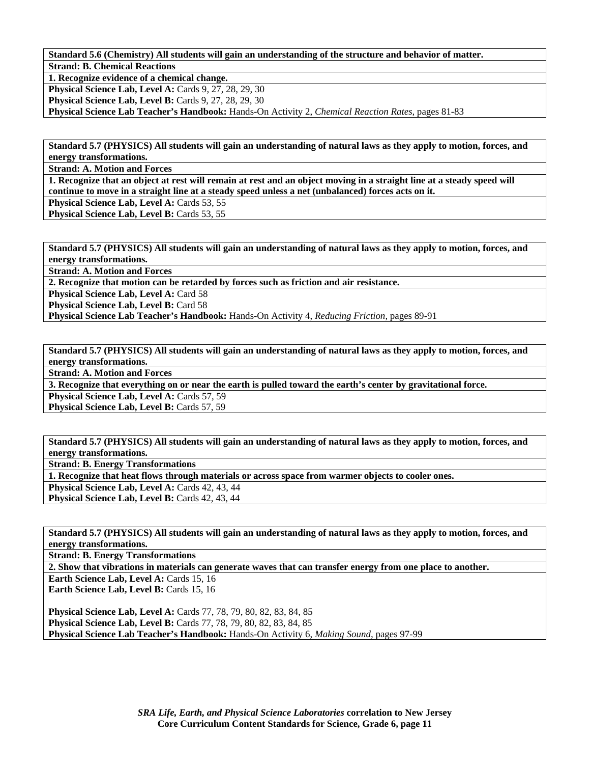**Standard 5.6 (Chemistry) All students will gain an understanding of the structure and behavior of matter.**

**Strand: B. Chemical Reactions**

**1. Recognize evidence of a chemical change.**

**Physical Science Lab, Level A:** Cards 9, 27, 28, 29, 30
**Physical Science Lab, Level B:** Cards 9, 27, 28, 29, 30
**Physical Science Lab Teacher's Handbook:** Hands-On Activity 2, *Chemical Reaction Rates,* pages 81-83

**Standard 5.7 (PHYSICS) All students will gain an understanding of natural laws as they apply to motion, forces, and energy transformations.**

**Strand: A. Motion and Forces**

**1. Recognize that an object at rest will remain at rest and an object moving in a straight line at a steady speed will continue to move in a straight line at a steady speed unless a net (unbalanced) forces acts on it.**

**Physical Science Lab, Level A:** Cards 53, 55
**Physical Science Lab, Level B:** Cards 53, 55

**Standard 5.7 (PHYSICS) All students will gain an understanding of natural laws as they apply to motion, forces, and energy transformations.**

**Strand: A. Motion and Forces**

**2. Recognize that motion can be retarded by forces such as friction and air resistance.**

**Physical Science Lab, Level A:** Card 58
**Physical Science Lab, Level B:** Card 58
**Physical Science Lab Teacher's Handbook:** Hands-On Activity 4, *Reducing Friction,* pages 89-91

**Standard 5.7 (PHYSICS) All students will gain an understanding of natural laws as they apply to motion, forces, and energy transformations.**

**Strand: A. Motion and Forces**

**3. Recognize that everything on or near the earth is pulled toward the earth's center by gravitational force.**

**Physical Science Lab, Level A:** Cards 57, 59
**Physical Science Lab, Level B:** Cards 57, 59

**Standard 5.7 (PHYSICS) All students will gain an understanding of natural laws as they apply to motion, forces, and energy transformations.**

**Strand: B. Energy Transformations**

**1. Recognize that heat flows through materials or across space from warmer objects to cooler ones.**

**Physical Science Lab, Level A:** Cards 42, 43, 44
**Physical Science Lab, Level B:** Cards 42, 43, 44

**Standard 5.7 (PHYSICS) All students will gain an understanding of natural laws as they apply to motion, forces, and energy transformations.**

**Strand: B. Energy Transformations**

**2. Show that vibrations in materials can generate waves that can transfer energy from one place to another.**

**Earth Science Lab, Level A:** Cards 15, 16
**Earth Science Lab, Level B:** Cards 15, 16

**Physical Science Lab, Level A:** Cards 77, 78, 79, 80, 82, 83, 84, 85
**Physical Science Lab, Level B:** Cards 77, 78, 79, 80, 82, 83, 84, 85
**Physical Science Lab Teacher's Handbook:** Hands-On Activity 6, *Making Sound,* pages 97-99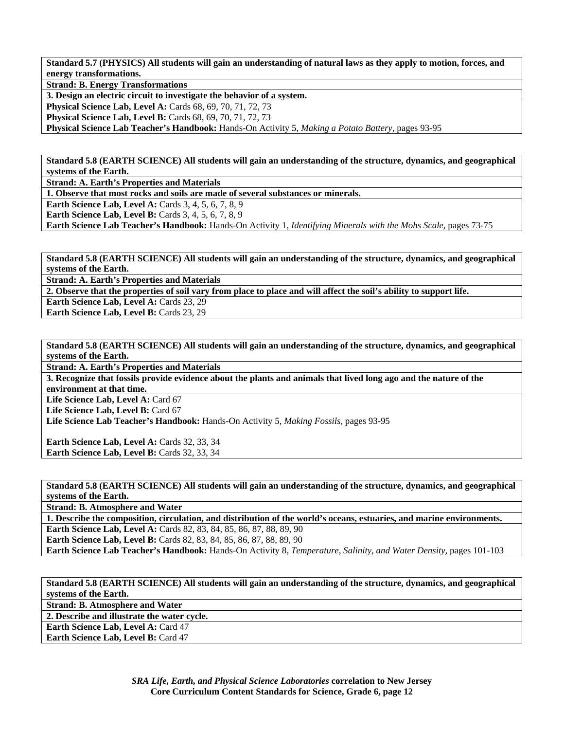**Standard 5.7 (PHYSICS) All students will gain an understanding of natural laws as they apply to motion, forces, and energy transformations.**

**Strand: B. Energy Transformations**

**3. Design an electric circuit to investigate the behavior of a system.**

**Physical Science Lab, Level A:** Cards 68, 69, 70, 71, 72, 73
**Physical Science Lab, Level B:** Cards 68, 69, 70, 71, 72, 73
**Physical Science Lab Teacher's Handbook:** Hands-On Activity 5, *Making a Potato Battery,* pages 93-95

**Standard 5.8 (EARTH SCIENCE) All students will gain an understanding of the structure, dynamics, and geographical systems of the Earth.**

**Strand: A. Earth's Properties and Materials**

**1. Observe that most rocks and soils are made of several substances or minerals.**

**Earth Science Lab, Level A:** Cards 3, 4, 5, 6, 7, 8, 9
**Earth Science Lab, Level B:** Cards 3, 4, 5, 6, 7, 8, 9
**Earth Science Lab Teacher's Handbook:** Hands-On Activity 1, *Identifying Minerals with the Mohs Scale,* pages 73-75

**Standard 5.8 (EARTH SCIENCE) All students will gain an understanding of the structure, dynamics, and geographical systems of the Earth.**

**Strand: A. Earth's Properties and Materials**

**2. Observe that the properties of soil vary from place to place and will affect the soil's ability to support life.**

**Earth Science Lab, Level A:** Cards 23, 29
**Earth Science Lab, Level B:** Cards 23, 29

**Standard 5.8 (EARTH SCIENCE) All students will gain an understanding of the structure, dynamics, and geographical systems of the Earth.**

**Strand: A. Earth's Properties and Materials**

**3. Recognize that fossils provide evidence about the plants and animals that lived long ago and the nature of the environment at that time.**

**Life Science Lab, Level A:** Card 67
**Life Science Lab, Level B:** Card 67
**Life Science Lab Teacher's Handbook:** Hands-On Activity 5, *Making Fossils,* pages 93-95

**Earth Science Lab, Level A:** Cards 32, 33, 34
**Earth Science Lab, Level B:** Cards 32, 33, 34

**Standard 5.8 (EARTH SCIENCE) All students will gain an understanding of the structure, dynamics, and geographical systems of the Earth.**

**Strand: B. Atmosphere and Water**

**1. Describe the composition, circulation, and distribution of the world's oceans, estuaries, and marine environments.**

**Earth Science Lab, Level A:** Cards 82, 83, 84, 85, 86, 87, 88, 89, 90
**Earth Science Lab, Level B:** Cards 82, 83, 84, 85, 86, 87, 88, 89, 90
**Earth Science Lab Teacher's Handbook:** Hands-On Activity 8, *Temperature, Salinity, and Water Density,* pages 101-103

**Standard 5.8 (EARTH SCIENCE) All students will gain an understanding of the structure, dynamics, and geographical systems of the Earth.**

**Strand: B. Atmosphere and Water**

**2. Describe and illustrate the water cycle.**

**Earth Science Lab, Level A:** Card 47
**Earth Science Lab, Level B:** Card 47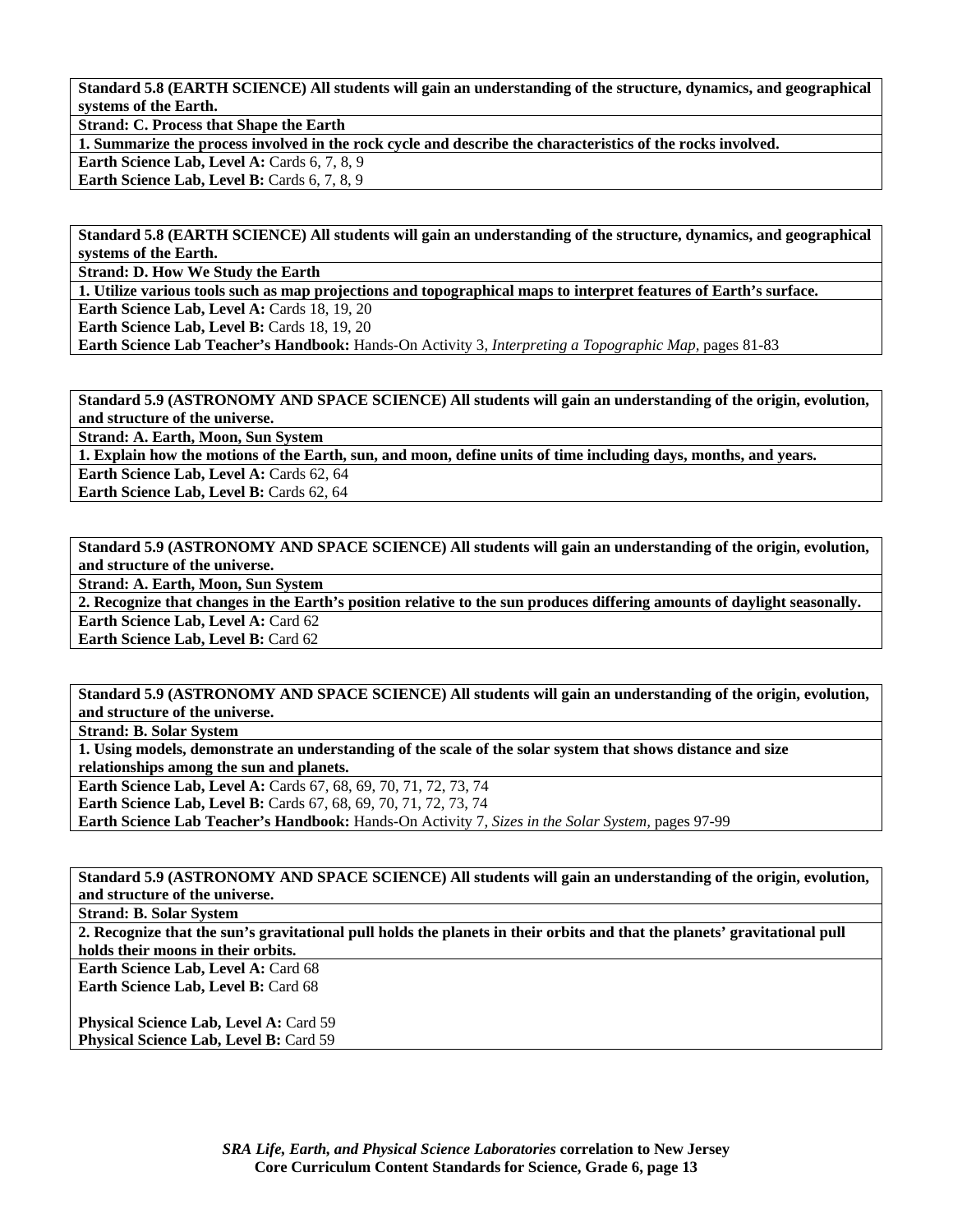**Standard 5.8 (EARTH SCIENCE) All students will gain an understanding of the structure, dynamics, and geographical systems of the Earth.**

**Strand: C. Process that Shape the Earth**

**1. Summarize the process involved in the rock cycle and describe the characteristics of the rocks involved.**

**Earth Science Lab, Level A:** Cards 6, 7, 8, 9

**Earth Science Lab, Level B:** Cards 6, 7, 8, 9

**Standard 5.8 (EARTH SCIENCE) All students will gain an understanding of the structure, dynamics, and geographical systems of the Earth.**

**Strand: D. How We Study the Earth**

**1. Utilize various tools such as map projections and topographical maps to interpret features of Earth's surface.**

**Earth Science Lab, Level A:** Cards 18, 19, 20

**Earth Science Lab, Level B:** Cards 18, 19, 20

**Earth Science Lab Teacher's Handbook:** Hands-On Activity 3, *Interpreting a Topographic Map,* pages 81-83

**Standard 5.9 (ASTRONOMY AND SPACE SCIENCE) All students will gain an understanding of the origin, evolution, and structure of the universe.**

**Strand: A. Earth, Moon, Sun System**

**1. Explain how the motions of the Earth, sun, and moon, define units of time including days, months, and years.**

**Earth Science Lab, Level A:** Cards 62, 64

**Earth Science Lab, Level B:** Cards 62, 64

**Standard 5.9 (ASTRONOMY AND SPACE SCIENCE) All students will gain an understanding of the origin, evolution, and structure of the universe.**

**Strand: A. Earth, Moon, Sun System**

**2. Recognize that changes in the Earth's position relative to the sun produces differing amounts of daylight seasonally.**

**Earth Science Lab, Level A:** Card 62

**Earth Science Lab, Level B:** Card 62

**Standard 5.9 (ASTRONOMY AND SPACE SCIENCE) All students will gain an understanding of the origin, evolution, and structure of the universe.**

**Strand: B. Solar System**

**1. Using models, demonstrate an understanding of the scale of the solar system that shows distance and size relationships among the sun and planets.**

**Earth Science Lab, Level A:** Cards 67, 68, 69, 70, 71, 72, 73, 74

**Earth Science Lab, Level B:** Cards 67, 68, 69, 70, 71, 72, 73, 74

**Earth Science Lab Teacher's Handbook:** Hands-On Activity 7, *Sizes in the Solar System,* pages 97-99

**Standard 5.9 (ASTRONOMY AND SPACE SCIENCE) All students will gain an understanding of the origin, evolution, and structure of the universe.**

**Strand: B. Solar System**

**2. Recognize that the sun's gravitational pull holds the planets in their orbits and that the planets' gravitational pull holds their moons in their orbits.**

**Earth Science Lab, Level A:** Card 68

**Earth Science Lab, Level B:** Card 68

**Physical Science Lab, Level A:** Card 59

**Physical Science Lab, Level B:** Card 59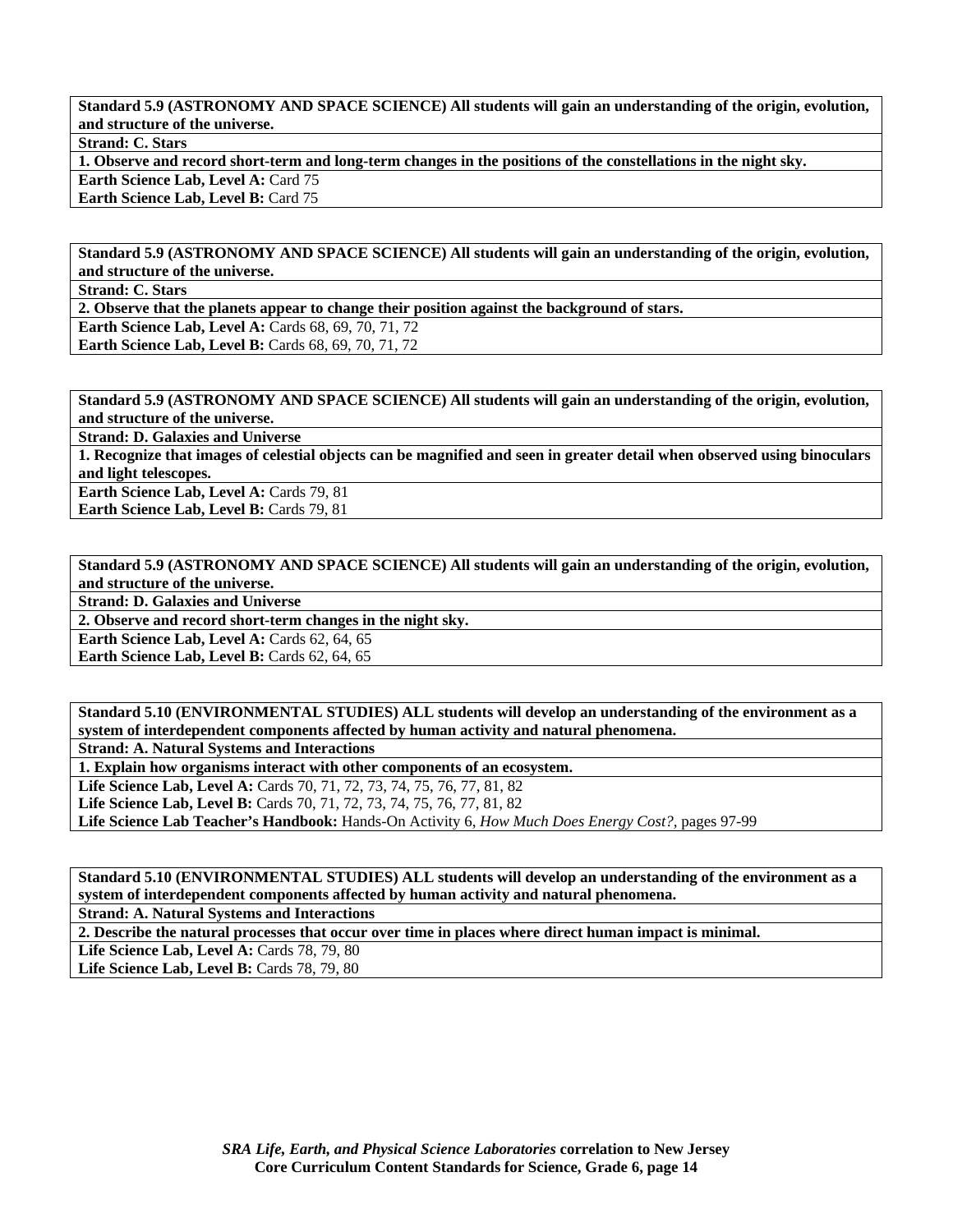**Standard 5.9 (ASTRONOMY AND SPACE SCIENCE) All students will gain an understanding of the origin, evolution, and structure of the universe.**

**Strand: C. Stars**

**1. Observe and record short-term and long-term changes in the positions of the constellations in the night sky.**

**Earth Science Lab, Level A:** Card 75
**Earth Science Lab, Level B:** Card 75

**Standard 5.9 (ASTRONOMY AND SPACE SCIENCE) All students will gain an understanding of the origin, evolution, and structure of the universe.**

**Strand: C. Stars**

**2. Observe that the planets appear to change their position against the background of stars.**

**Earth Science Lab, Level A:** Cards 68, 69, 70, 71, 72
**Earth Science Lab, Level B:** Cards 68, 69, 70, 71, 72

**Standard 5.9 (ASTRONOMY AND SPACE SCIENCE) All students will gain an understanding of the origin, evolution, and structure of the universe.**

**Strand: D. Galaxies and Universe**

**1. Recognize that images of celestial objects can be magnified and seen in greater detail when observed using binoculars and light telescopes.**

**Earth Science Lab, Level A:** Cards 79, 81
**Earth Science Lab, Level B:** Cards 79, 81

**Standard 5.9 (ASTRONOMY AND SPACE SCIENCE) All students will gain an understanding of the origin, evolution, and structure of the universe.**

**Strand: D. Galaxies and Universe**

**2. Observe and record short-term changes in the night sky.**

**Earth Science Lab, Level A:** Cards 62, 64, 65
**Earth Science Lab, Level B:** Cards 62, 64, 65

**Standard 5.10 (ENVIRONMENTAL STUDIES) ALL students will develop an understanding of the environment as a system of interdependent components affected by human activity and natural phenomena.**

**Strand: A. Natural Systems and Interactions**

**1. Explain how organisms interact with other components of an ecosystem.**

**Life Science Lab, Level A:** Cards 70, 71, 72, 73, 74, 75, 76, 77, 81, 82
**Life Science Lab, Level B:** Cards 70, 71, 72, 73, 74, 75, 76, 77, 81, 82
**Life Science Lab Teacher's Handbook:** Hands-On Activity 6, *How Much Does Energy Cost?*, pages 97-99

**Standard 5.10 (ENVIRONMENTAL STUDIES) ALL students will develop an understanding of the environment as a system of interdependent components affected by human activity and natural phenomena.**

**Strand: A. Natural Systems and Interactions**

**2. Describe the natural processes that occur over time in places where direct human impact is minimal.**

**Life Science Lab, Level A:** Cards 78, 79, 80
**Life Science Lab, Level B:** Cards 78, 79, 80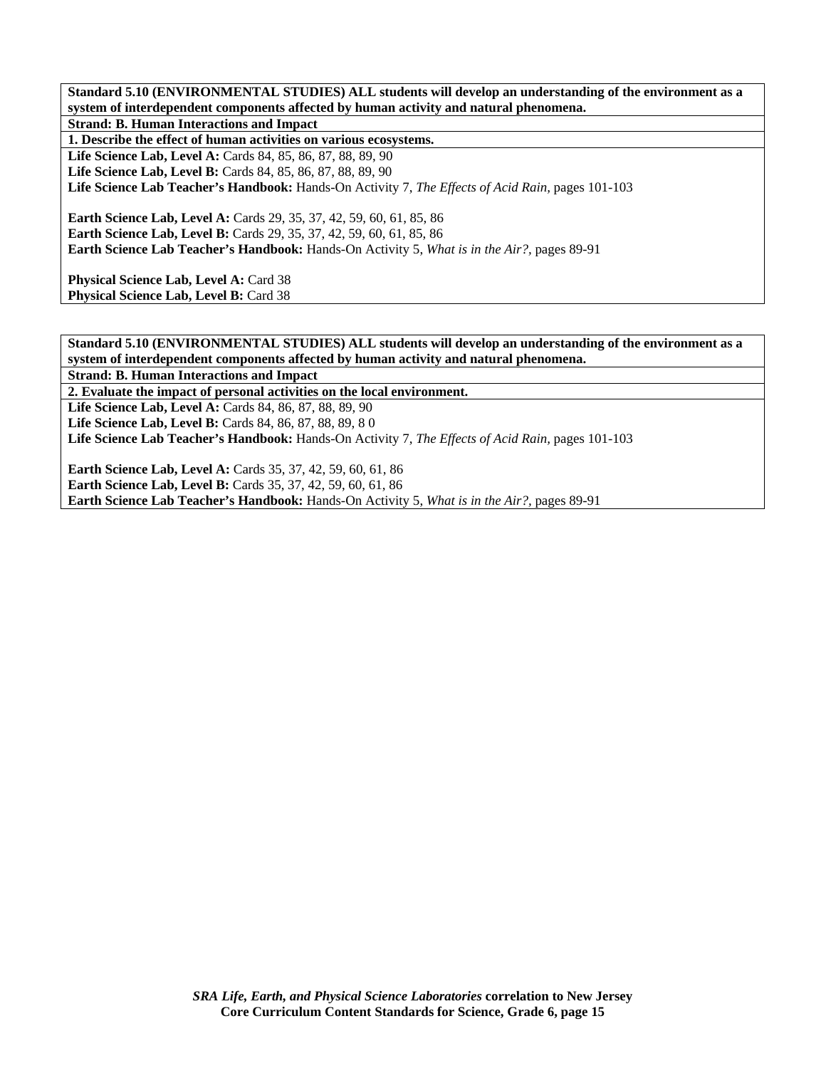**Standard 5.10 (ENVIRONMENTAL STUDIES) ALL students will develop an understanding of the environment as a system of interdependent components affected by human activity and natural phenomena.**

**Strand: B. Human Interactions and Impact**

**1. Describe the effect of human activities on various ecosystems.**

**Life Science Lab, Level A:** Cards 84, 85, 86, 87, 88, 89, 90
**Life Science Lab, Level B:** Cards 84, 85, 86, 87, 88, 89, 90
**Life Science Lab Teacher's Handbook:** Hands-On Activity 7, *The Effects of Acid Rain,* pages 101-103

**Earth Science Lab, Level A:** Cards 29, 35, 37, 42, 59, 60, 61, 85, 86
**Earth Science Lab, Level B:** Cards 29, 35, 37, 42, 59, 60, 61, 85, 86
**Earth Science Lab Teacher's Handbook:** Hands-On Activity 5, *What is in the Air?,* pages 89-91

**Physical Science Lab, Level A:** Card 38
**Physical Science Lab, Level B:** Card 38

**Standard 5.10 (ENVIRONMENTAL STUDIES) ALL students will develop an understanding of the environment as a system of interdependent components affected by human activity and natural phenomena.**

**Strand: B. Human Interactions and Impact**

**2. Evaluate the impact of personal activities on the local environment.**

**Life Science Lab, Level A:** Cards 84, 86, 87, 88, 89, 90
**Life Science Lab, Level B:** Cards 84, 86, 87, 88, 89, 8 0
**Life Science Lab Teacher's Handbook:** Hands-On Activity 7, *The Effects of Acid Rain,* pages 101-103

**Earth Science Lab, Level A:** Cards 35, 37, 42, 59, 60, 61, 86
**Earth Science Lab, Level B:** Cards 35, 37, 42, 59, 60, 61, 86
**Earth Science Lab Teacher's Handbook:** Hands-On Activity 5, *What is in the Air?,* pages 89-91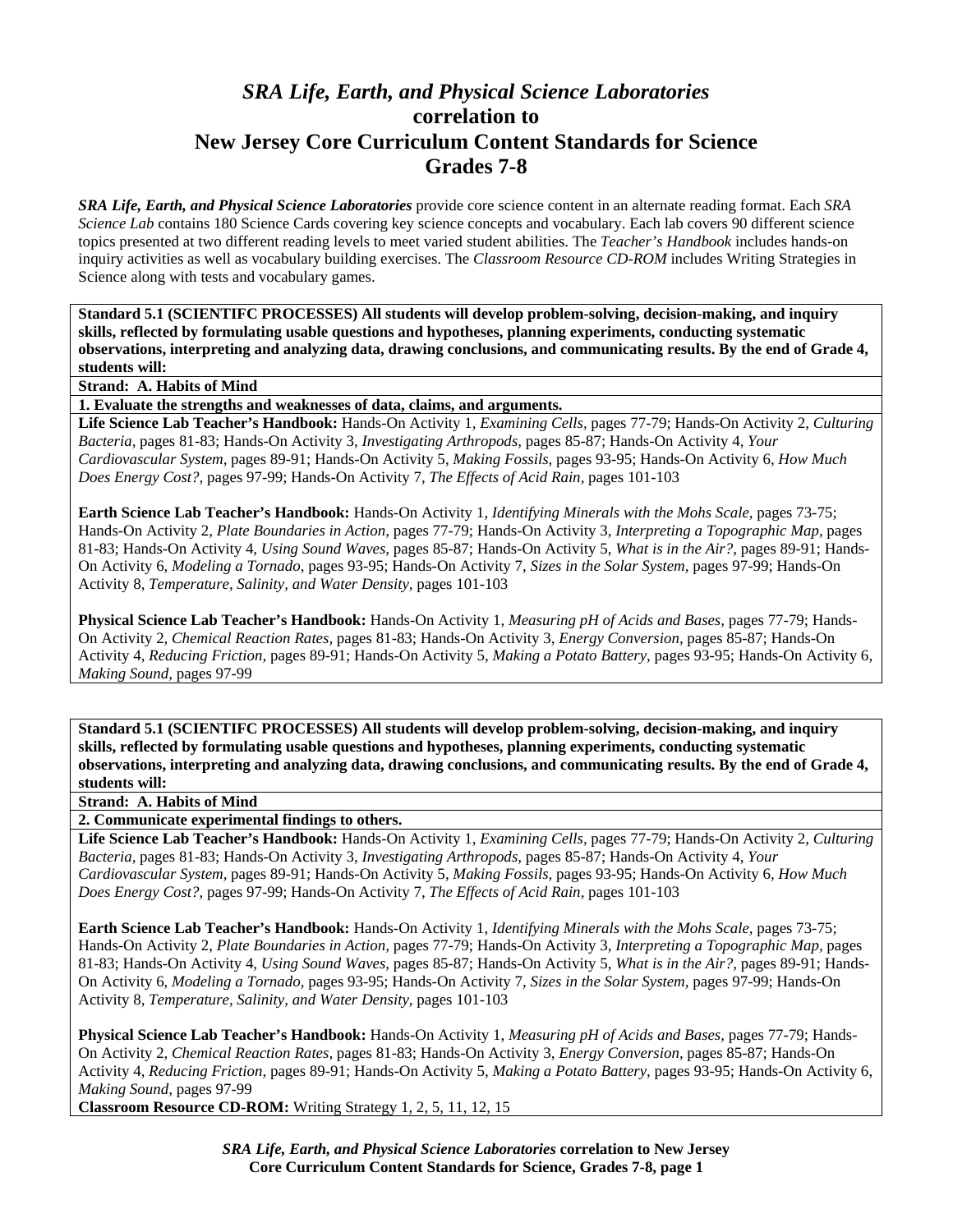# *SRA Life, Earth, and Physical Science Laboratories* correlation to New Jersey Core Curriculum Content Standards for Science Grades 7-8

***SRA Life, Earth, and Physical Science Laboratories*** provide core science content in an alternate reading format. Each *SRA Science Lab* contains 180 Science Cards covering key science concepts and vocabulary. Each lab covers 90 different science topics presented at two different reading levels to meet varied student abilities. The *Teacher's Handbook* includes hands-on inquiry activities as well as vocabulary building exercises. The *Classroom Resource CD-ROM* includes Writing Strategies in Science along with tests and vocabulary games.

**Standard 5.1 (SCIENTIFC PROCESSES) All students will develop problem-solving, decision-making, and inquiry skills, reflected by formulating usable questions and hypotheses, planning experiments, conducting systematic observations, interpreting and analyzing data, drawing conclusions, and communicating results. By the end of Grade 4, students will:**

**Strand: A. Habits of Mind**

**1. Evaluate the strengths and weaknesses of data, claims, and arguments.**

**Life Science Lab Teacher's Handbook:** Hands-On Activity 1, *Examining Cells,* pages 77-79; Hands-On Activity 2, *Culturing Bacteria,* pages 81-83; Hands-On Activity 3, *Investigating Arthropods,* pages 85-87; Hands-On Activity 4, *Your Cardiovascular System,* pages 89-91; Hands-On Activity 5, *Making Fossils,* pages 93-95; Hands-On Activity 6, *How Much Does Energy Cost?,* pages 97-99; Hands-On Activity 7, *The Effects of Acid Rain,* pages 101-103

**Earth Science Lab Teacher's Handbook:** Hands-On Activity 1, *Identifying Minerals with the Mohs Scale,* pages 73-75; Hands-On Activity 2, *Plate Boundaries in Action,* pages 77-79; Hands-On Activity 3, *Interpreting a Topographic Map,* pages 81-83; Hands-On Activity 4, *Using Sound Waves,* pages 85-87; Hands-On Activity 5, *What is in the Air?,* pages 89-91; Hands-On Activity 6, *Modeling a Tornado,* pages 93-95; Hands-On Activity 7, *Sizes in the Solar System,* pages 97-99; Hands-On Activity 8, *Temperature, Salinity, and Water Density,* pages 101-103

**Physical Science Lab Teacher's Handbook:** Hands-On Activity 1, *Measuring pH of Acids and Bases,* pages 77-79; Hands-On Activity 2, *Chemical Reaction Rates,* pages 81-83; Hands-On Activity 3, *Energy Conversion,* pages 85-87; Hands-On Activity 4, *Reducing Friction,* pages 89-91; Hands-On Activity 5, *Making a Potato Battery,* pages 93-95; Hands-On Activity 6, *Making Sound,* pages 97-99

**Standard 5.1 (SCIENTIFC PROCESSES) All students will develop problem-solving, decision-making, and inquiry skills, reflected by formulating usable questions and hypotheses, planning experiments, conducting systematic observations, interpreting and analyzing data, drawing conclusions, and communicating results. By the end of Grade 4, students will:**

**Strand: A. Habits of Mind**

**2. Communicate experimental findings to others.**

**Life Science Lab Teacher's Handbook:** Hands-On Activity 1, *Examining Cells,* pages 77-79; Hands-On Activity 2, *Culturing Bacteria,* pages 81-83; Hands-On Activity 3, *Investigating Arthropods,* pages 85-87; Hands-On Activity 4, *Your Cardiovascular System,* pages 89-91; Hands-On Activity 5, *Making Fossils,* pages 93-95; Hands-On Activity 6, *How Much Does Energy Cost?,* pages 97-99; Hands-On Activity 7, *The Effects of Acid Rain,* pages 101-103

**Earth Science Lab Teacher's Handbook:** Hands-On Activity 1, *Identifying Minerals with the Mohs Scale,* pages 73-75; Hands-On Activity 2, *Plate Boundaries in Action,* pages 77-79; Hands-On Activity 3, *Interpreting a Topographic Map,* pages 81-83; Hands-On Activity 4, *Using Sound Waves,* pages 85-87; Hands-On Activity 5, *What is in the Air?,* pages 89-91; Hands-On Activity 6, *Modeling a Tornado,* pages 93-95; Hands-On Activity 7, *Sizes in the Solar System,* pages 97-99; Hands-On Activity 8, *Temperature, Salinity, and Water Density,* pages 101-103

**Physical Science Lab Teacher's Handbook:** Hands-On Activity 1, *Measuring pH of Acids and Bases,* pages 77-79; Hands-On Activity 2, *Chemical Reaction Rates,* pages 81-83; Hands-On Activity 3, *Energy Conversion,* pages 85-87; Hands-On Activity 4, *Reducing Friction,* pages 89-91; Hands-On Activity 5, *Making a Potato Battery,* pages 93-95; Hands-On Activity 6, *Making Sound,* pages 97-99

**Classroom Resource CD-ROM:** Writing Strategy 1, 2, 5, 11, 12, 15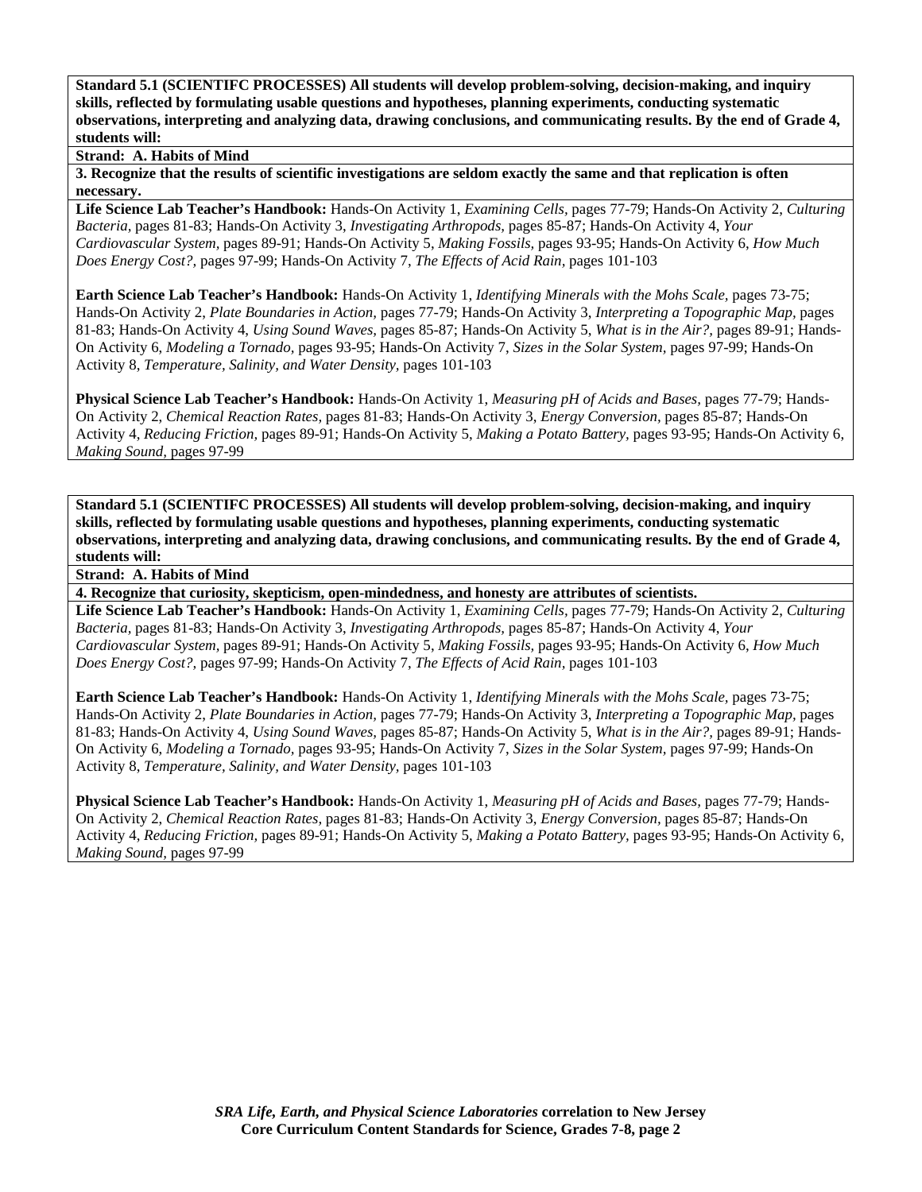**Standard 5.1 (SCIENTIFC PROCESSES) All students will develop problem-solving, decision-making, and inquiry skills, reflected by formulating usable questions and hypotheses, planning experiments, conducting systematic observations, interpreting and analyzing data, drawing conclusions, and communicating results. By the end of Grade 4, students will:**

**Strand: A. Habits of Mind**

**3. Recognize that the results of scientific investigations are seldom exactly the same and that replication is often necessary.**

**Life Science Lab Teacher's Handbook:** Hands-On Activity 1, *Examining Cells,* pages 77-79; Hands-On Activity 2, *Culturing Bacteria,* pages 81-83; Hands-On Activity 3, *Investigating Arthropods,* pages 85-87; Hands-On Activity 4, *Your Cardiovascular System,* pages 89-91; Hands-On Activity 5, *Making Fossils,* pages 93-95; Hands-On Activity 6, *How Much Does Energy Cost?,* pages 97-99; Hands-On Activity 7, *The Effects of Acid Rain,* pages 101-103

**Earth Science Lab Teacher's Handbook:** Hands-On Activity 1, *Identifying Minerals with the Mohs Scale,* pages 73-75; Hands-On Activity 2, *Plate Boundaries in Action,* pages 77-79; Hands-On Activity 3, *Interpreting a Topographic Map,* pages 81-83; Hands-On Activity 4, *Using Sound Waves,* pages 85-87; Hands-On Activity 5, *What is in the Air?,* pages 89-91; Hands-On Activity 6, *Modeling a Tornado,* pages 93-95; Hands-On Activity 7, *Sizes in the Solar System,* pages 97-99; Hands-On Activity 8, *Temperature, Salinity, and Water Density,* pages 101-103

**Physical Science Lab Teacher's Handbook:** Hands-On Activity 1, *Measuring pH of Acids and Bases,* pages 77-79; Hands-On Activity 2, *Chemical Reaction Rates,* pages 81-83; Hands-On Activity 3, *Energy Conversion,* pages 85-87; Hands-On Activity 4, *Reducing Friction,* pages 89-91; Hands-On Activity 5, *Making a Potato Battery,* pages 93-95; Hands-On Activity 6, *Making Sound,* pages 97-99

**Standard 5.1 (SCIENTIFC PROCESSES) All students will develop problem-solving, decision-making, and inquiry skills, reflected by formulating usable questions and hypotheses, planning experiments, conducting systematic observations, interpreting and analyzing data, drawing conclusions, and communicating results. By the end of Grade 4, students will:**

**Strand: A. Habits of Mind**

**4. Recognize that curiosity, skepticism, open-mindedness, and honesty are attributes of scientists.**

**Life Science Lab Teacher's Handbook:** Hands-On Activity 1, *Examining Cells,* pages 77-79; Hands-On Activity 2, *Culturing Bacteria,* pages 81-83; Hands-On Activity 3, *Investigating Arthropods,* pages 85-87; Hands-On Activity 4, *Your Cardiovascular System,* pages 89-91; Hands-On Activity 5, *Making Fossils,* pages 93-95; Hands-On Activity 6, *How Much Does Energy Cost?,* pages 97-99; Hands-On Activity 7, *The Effects of Acid Rain,* pages 101-103

**Earth Science Lab Teacher's Handbook:** Hands-On Activity 1, *Identifying Minerals with the Mohs Scale,* pages 73-75; Hands-On Activity 2, *Plate Boundaries in Action,* pages 77-79; Hands-On Activity 3, *Interpreting a Topographic Map,* pages 81-83; Hands-On Activity 4, *Using Sound Waves,* pages 85-87; Hands-On Activity 5, *What is in the Air?,* pages 89-91; Hands-On Activity 6, *Modeling a Tornado,* pages 93-95; Hands-On Activity 7, *Sizes in the Solar System,* pages 97-99; Hands-On Activity 8, *Temperature, Salinity, and Water Density,* pages 101-103

**Physical Science Lab Teacher's Handbook:** Hands-On Activity 1, *Measuring pH of Acids and Bases,* pages 77-79; Hands-On Activity 2, *Chemical Reaction Rates,* pages 81-83; Hands-On Activity 3, *Energy Conversion,* pages 85-87; Hands-On Activity 4, *Reducing Friction,* pages 89-91; Hands-On Activity 5, *Making a Potato Battery,* pages 93-95; Hands-On Activity 6, *Making Sound,* pages 97-99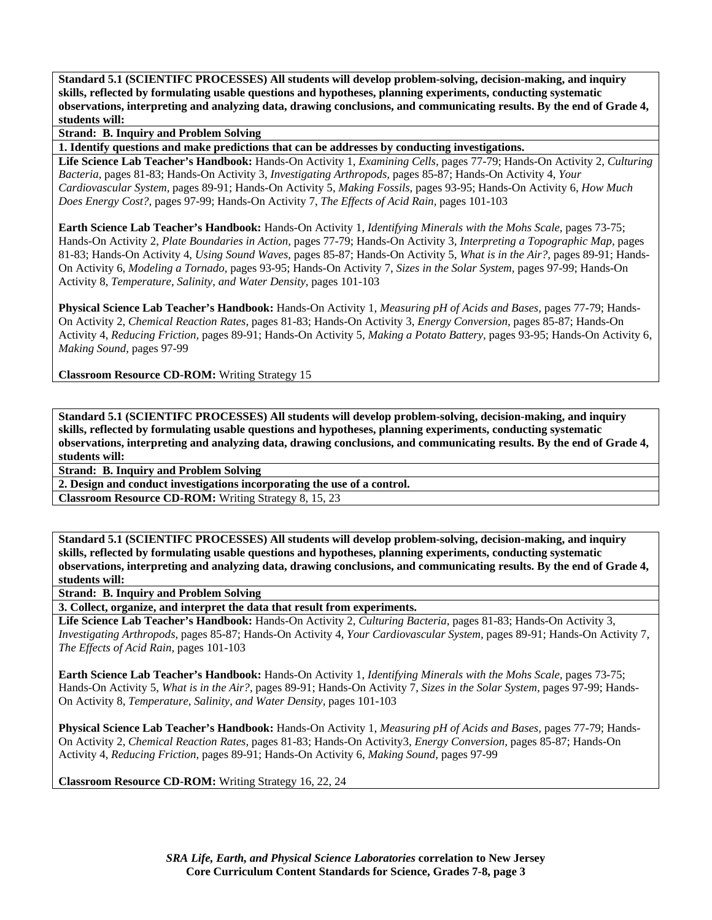**Standard 5.1 (SCIENTIFC PROCESSES) All students will develop problem-solving, decision-making, and inquiry skills, reflected by formulating usable questions and hypotheses, planning experiments, conducting systematic observations, interpreting and analyzing data, drawing conclusions, and communicating results. By the end of Grade 4, students will:**

**Strand: B. Inquiry and Problem Solving**

**1. Identify questions and make predictions that can be addresses by conducting investigations.**

**Life Science Lab Teacher's Handbook:** Hands-On Activity 1, *Examining Cells,* pages 77-79; Hands-On Activity 2, *Culturing Bacteria,* pages 81-83; Hands-On Activity 3, *Investigating Arthropods,* pages 85-87; Hands-On Activity 4, *Your Cardiovascular System,* pages 89-91; Hands-On Activity 5, *Making Fossils,* pages 93-95; Hands-On Activity 6, *How Much Does Energy Cost?,* pages 97-99; Hands-On Activity 7, *The Effects of Acid Rain,* pages 101-103

**Earth Science Lab Teacher's Handbook:** Hands-On Activity 1, *Identifying Minerals with the Mohs Scale,* pages 73-75; Hands-On Activity 2, *Plate Boundaries in Action,* pages 77-79; Hands-On Activity 3, *Interpreting a Topographic Map,* pages 81-83; Hands-On Activity 4, *Using Sound Waves,* pages 85-87; Hands-On Activity 5, *What is in the Air?,* pages 89-91; Hands-On Activity 6, *Modeling a Tornado,* pages 93-95; Hands-On Activity 7, *Sizes in the Solar System,* pages 97-99; Hands-On Activity 8, *Temperature, Salinity, and Water Density,* pages 101-103

**Physical Science Lab Teacher's Handbook:** Hands-On Activity 1, *Measuring pH of Acids and Bases,* pages 77-79; Hands-On Activity 2, *Chemical Reaction Rates,* pages 81-83; Hands-On Activity 3, *Energy Conversion,* pages 85-87; Hands-On Activity 4, *Reducing Friction,* pages 89-91; Hands-On Activity 5, *Making a Potato Battery,* pages 93-95; Hands-On Activity 6, *Making Sound,* pages 97-99

**Classroom Resource CD-ROM:** Writing Strategy 15

**Standard 5.1 (SCIENTIFC PROCESSES) All students will develop problem-solving, decision-making, and inquiry skills, reflected by formulating usable questions and hypotheses, planning experiments, conducting systematic observations, interpreting and analyzing data, drawing conclusions, and communicating results. By the end of Grade 4, students will:**

**Strand: B. Inquiry and Problem Solving**

**2. Design and conduct investigations incorporating the use of a control.**

**Classroom Resource CD-ROM:** Writing Strategy 8, 15, 23

**Standard 5.1 (SCIENTIFC PROCESSES) All students will develop problem-solving, decision-making, and inquiry skills, reflected by formulating usable questions and hypotheses, planning experiments, conducting systematic observations, interpreting and analyzing data, drawing conclusions, and communicating results. By the end of Grade 4, students will:**

**Strand: B. Inquiry and Problem Solving**

**3. Collect, organize, and interpret the data that result from experiments.**

**Life Science Lab Teacher's Handbook:** Hands-On Activity 2, *Culturing Bacteria,* pages 81-83; Hands-On Activity 3, *Investigating Arthropods,* pages 85-87; Hands-On Activity 4, *Your Cardiovascular System,* pages 89-91; Hands-On Activity 7, *The Effects of Acid Rain,* pages 101-103

**Earth Science Lab Teacher's Handbook:** Hands-On Activity 1, *Identifying Minerals with the Mohs Scale,* pages 73-75; Hands-On Activity 5, *What is in the Air?,* pages 89-91; Hands-On Activity 7, *Sizes in the Solar System,* pages 97-99; Hands-On Activity 8, *Temperature, Salinity, and Water Density,* pages 101-103

**Physical Science Lab Teacher's Handbook:** Hands-On Activity 1, *Measuring pH of Acids and Bases,* pages 77-79; Hands-On Activity 2, *Chemical Reaction Rates,* pages 81-83; Hands-On Activity3, *Energy Conversion,* pages 85-87; Hands-On Activity 4, *Reducing Friction,* pages 89-91; Hands-On Activity 6, *Making Sound,* pages 97-99

**Classroom Resource CD-ROM:** Writing Strategy 16, 22, 24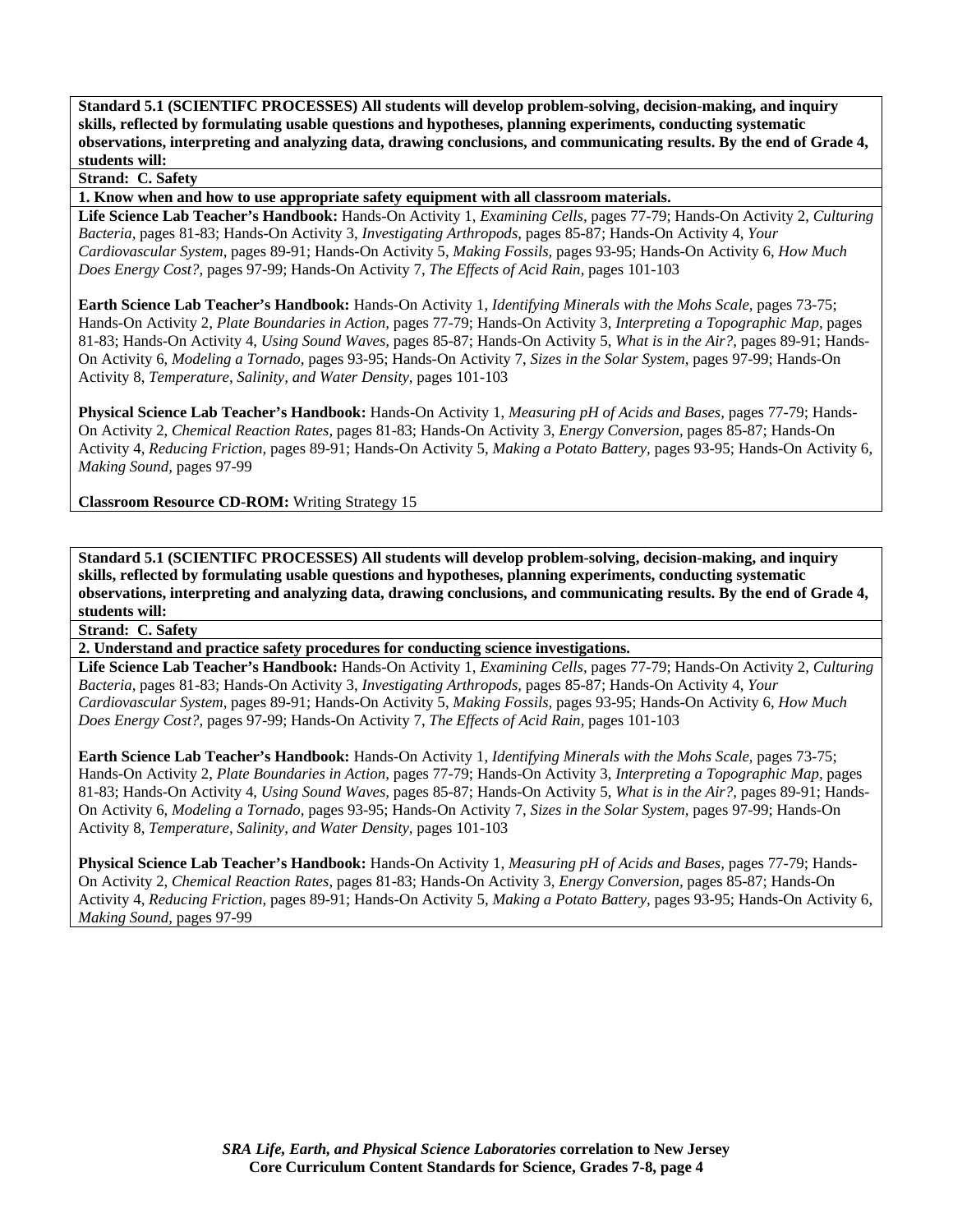**Standard 5.1 (SCIENTIFC PROCESSES) All students will develop problem-solving, decision-making, and inquiry skills, reflected by formulating usable questions and hypotheses, planning experiments, conducting systematic observations, interpreting and analyzing data, drawing conclusions, and communicating results. By the end of Grade 4, students will:**

**Strand: C. Safety**

**1. Know when and how to use appropriate safety equipment with all classroom materials.**

**Life Science Lab Teacher's Handbook:** Hands-On Activity 1, *Examining Cells,* pages 77-79; Hands-On Activity 2, *Culturing Bacteria,* pages 81-83; Hands-On Activity 3, *Investigating Arthropods,* pages 85-87; Hands-On Activity 4, *Your Cardiovascular System,* pages 89-91; Hands-On Activity 5, *Making Fossils,* pages 93-95; Hands-On Activity 6, *How Much Does Energy Cost?,* pages 97-99; Hands-On Activity 7, *The Effects of Acid Rain,* pages 101-103

**Earth Science Lab Teacher's Handbook:** Hands-On Activity 1, *Identifying Minerals with the Mohs Scale,* pages 73-75; Hands-On Activity 2, *Plate Boundaries in Action,* pages 77-79; Hands-On Activity 3, *Interpreting a Topographic Map,* pages 81-83; Hands-On Activity 4, *Using Sound Waves,* pages 85-87; Hands-On Activity 5, *What is in the Air?,* pages 89-91; Hands-On Activity 6, *Modeling a Tornado,* pages 93-95; Hands-On Activity 7, *Sizes in the Solar System,* pages 97-99; Hands-On Activity 8, *Temperature, Salinity, and Water Density,* pages 101-103

**Physical Science Lab Teacher's Handbook:** Hands-On Activity 1, *Measuring pH of Acids and Bases,* pages 77-79; Hands-On Activity 2, *Chemical Reaction Rates,* pages 81-83; Hands-On Activity 3, *Energy Conversion,* pages 85-87; Hands-On Activity 4, *Reducing Friction,* pages 89-91; Hands-On Activity 5, *Making a Potato Battery,* pages 93-95; Hands-On Activity 6, *Making Sound,* pages 97-99

**Classroom Resource CD-ROM:** Writing Strategy 15

**Standard 5.1 (SCIENTIFC PROCESSES) All students will develop problem-solving, decision-making, and inquiry skills, reflected by formulating usable questions and hypotheses, planning experiments, conducting systematic observations, interpreting and analyzing data, drawing conclusions, and communicating results. By the end of Grade 4, students will:**

**Strand: C. Safety**

**2. Understand and practice safety procedures for conducting science investigations.**

**Life Science Lab Teacher's Handbook:** Hands-On Activity 1, *Examining Cells,* pages 77-79; Hands-On Activity 2, *Culturing Bacteria,* pages 81-83; Hands-On Activity 3, *Investigating Arthropods,* pages 85-87; Hands-On Activity 4, *Your Cardiovascular System,* pages 89-91; Hands-On Activity 5, *Making Fossils,* pages 93-95; Hands-On Activity 6, *How Much Does Energy Cost?,* pages 97-99; Hands-On Activity 7, *The Effects of Acid Rain,* pages 101-103

**Earth Science Lab Teacher's Handbook:** Hands-On Activity 1, *Identifying Minerals with the Mohs Scale,* pages 73-75; Hands-On Activity 2, *Plate Boundaries in Action,* pages 77-79; Hands-On Activity 3, *Interpreting a Topographic Map,* pages 81-83; Hands-On Activity 4, *Using Sound Waves,* pages 85-87; Hands-On Activity 5, *What is in the Air?,* pages 89-91; Hands-On Activity 6, *Modeling a Tornado,* pages 93-95; Hands-On Activity 7, *Sizes in the Solar System,* pages 97-99; Hands-On Activity 8, *Temperature, Salinity, and Water Density,* pages 101-103

**Physical Science Lab Teacher's Handbook:** Hands-On Activity 1, *Measuring pH of Acids and Bases,* pages 77-79; Hands-On Activity 2, *Chemical Reaction Rates,* pages 81-83; Hands-On Activity 3, *Energy Conversion,* pages 85-87; Hands-On Activity 4, *Reducing Friction,* pages 89-91; Hands-On Activity 5, *Making a Potato Battery,* pages 93-95; Hands-On Activity 6, *Making Sound,* pages 97-99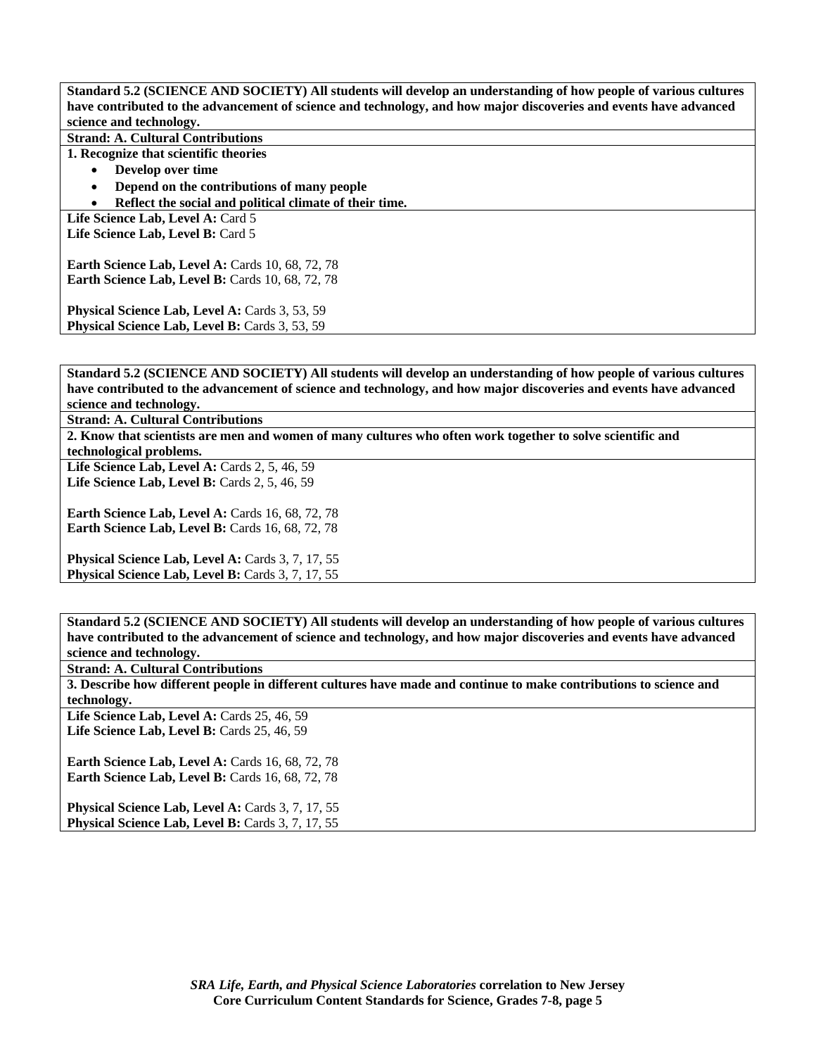**Standard 5.2 (SCIENCE AND SOCIETY) All students will develop an understanding of how people of various cultures have contributed to the advancement of science and technology, and how major discoveries and events have advanced science and technology.**

**Strand: A. Cultural Contributions**

**1. Recognize that scientific theories**

- **Develop over time**
- **Depend on the contributions of many people**
- **Reflect the social and political climate of their time.**

**Life Science Lab, Level A:** Card 5
**Life Science Lab, Level B:** Card 5

**Earth Science Lab, Level A:** Cards 10, 68, 72, 78
**Earth Science Lab, Level B:** Cards 10, 68, 72, 78

**Physical Science Lab, Level A:** Cards 3, 53, 59
**Physical Science Lab, Level B:** Cards 3, 53, 59

---

**Standard 5.2 (SCIENCE AND SOCIETY) All students will develop an understanding of how people of various cultures have contributed to the advancement of science and technology, and how major discoveries and events have advanced science and technology.**

**Strand: A. Cultural Contributions**

**2. Know that scientists are men and women of many cultures who often work together to solve scientific and technological problems.**

**Life Science Lab, Level A:** Cards 2, 5, 46, 59
**Life Science Lab, Level B:** Cards 2, 5, 46, 59

**Earth Science Lab, Level A:** Cards 16, 68, 72, 78
**Earth Science Lab, Level B:** Cards 16, 68, 72, 78

**Physical Science Lab, Level A:** Cards 3, 7, 17, 55
**Physical Science Lab, Level B:** Cards 3, 7, 17, 55

---

**Standard 5.2 (SCIENCE AND SOCIETY) All students will develop an understanding of how people of various cultures have contributed to the advancement of science and technology, and how major discoveries and events have advanced science and technology.**

**Strand: A. Cultural Contributions**

**3. Describe how different people in different cultures have made and continue to make contributions to science and technology.**

**Life Science Lab, Level A:** Cards 25, 46, 59
**Life Science Lab, Level B:** Cards 25, 46, 59

**Earth Science Lab, Level A:** Cards 16, 68, 72, 78
**Earth Science Lab, Level B:** Cards 16, 68, 72, 78

**Physical Science Lab, Level A:** Cards 3, 7, 17, 55
**Physical Science Lab, Level B:** Cards 3, 7, 17, 55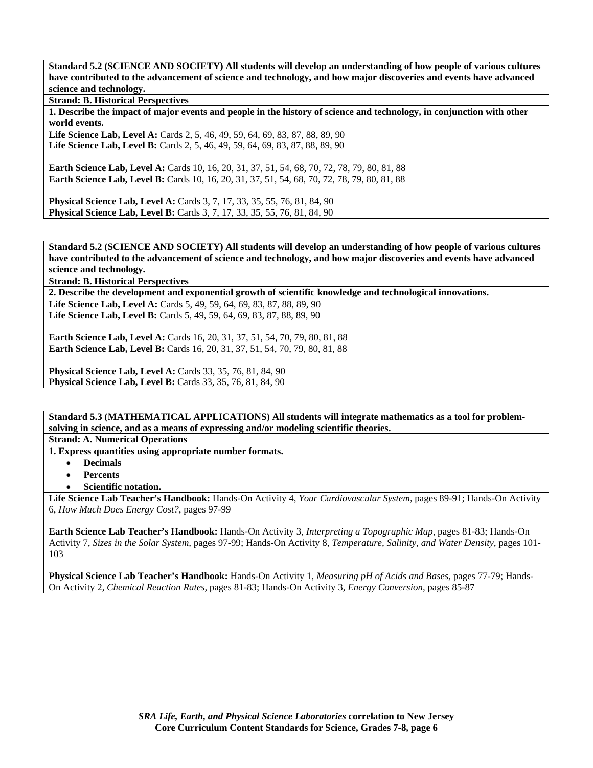**Standard 5.2 (SCIENCE AND SOCIETY) All students will develop an understanding of how people of various cultures have contributed to the advancement of science and technology, and how major discoveries and events have advanced science and technology.**

**Strand: B. Historical Perspectives**

**1. Describe the impact of major events and people in the history of science and technology, in conjunction with other world events.**

**Life Science Lab, Level A:** Cards 2, 5, 46, 49, 59, 64, 69, 83, 87, 88, 89, 90
**Life Science Lab, Level B:** Cards 2, 5, 46, 49, 59, 64, 69, 83, 87, 88, 89, 90

**Earth Science Lab, Level A:** Cards 10, 16, 20, 31, 37, 51, 54, 68, 70, 72, 78, 79, 80, 81, 88
**Earth Science Lab, Level B:** Cards 10, 16, 20, 31, 37, 51, 54, 68, 70, 72, 78, 79, 80, 81, 88

**Physical Science Lab, Level A:** Cards 3, 7, 17, 33, 35, 55, 76, 81, 84, 90
**Physical Science Lab, Level B:** Cards 3, 7, 17, 33, 35, 55, 76, 81, 84, 90

**Standard 5.2 (SCIENCE AND SOCIETY) All students will develop an understanding of how people of various cultures have contributed to the advancement of science and technology, and how major discoveries and events have advanced science and technology.**

**Strand: B. Historical Perspectives**

**2. Describe the development and exponential growth of scientific knowledge and technological innovations.**

**Life Science Lab, Level A:** Cards 5, 49, 59, 64, 69, 83, 87, 88, 89, 90
**Life Science Lab, Level B:** Cards 5, 49, 59, 64, 69, 83, 87, 88, 89, 90

**Earth Science Lab, Level A:** Cards 16, 20, 31, 37, 51, 54, 70, 79, 80, 81, 88
**Earth Science Lab, Level B:** Cards 16, 20, 31, 37, 51, 54, 70, 79, 80, 81, 88

**Physical Science Lab, Level A:** Cards 33, 35, 76, 81, 84, 90
**Physical Science Lab, Level B:** Cards 33, 35, 76, 81, 84, 90

**Standard 5.3 (MATHEMATICAL APPLICATIONS) All students will integrate mathematics as a tool for problem-solving in science, and as a means of expressing and/or modeling scientific theories.**

**Strand: A. Numerical Operations**

**1. Express quantities using appropriate number formats.**

- **Decimals**
- **Percents**
- **Scientific notation.**

**Life Science Lab Teacher's Handbook:** Hands-On Activity 4, *Your Cardiovascular System,* pages 89-91; Hands-On Activity 6, *How Much Does Energy Cost?,* pages 97-99

**Earth Science Lab Teacher's Handbook:** Hands-On Activity 3, *Interpreting a Topographic Map,* pages 81-83; Hands-On Activity 7, *Sizes in the Solar System,* pages 97-99; Hands-On Activity 8, *Temperature, Salinity, and Water Density,* pages 101-103

**Physical Science Lab Teacher's Handbook:** Hands-On Activity 1, *Measuring pH of Acids and Bases,* pages 77-79; Hands-On Activity 2, *Chemical Reaction Rates,* pages 81-83; Hands-On Activity 3, *Energy Conversion,* pages 85-87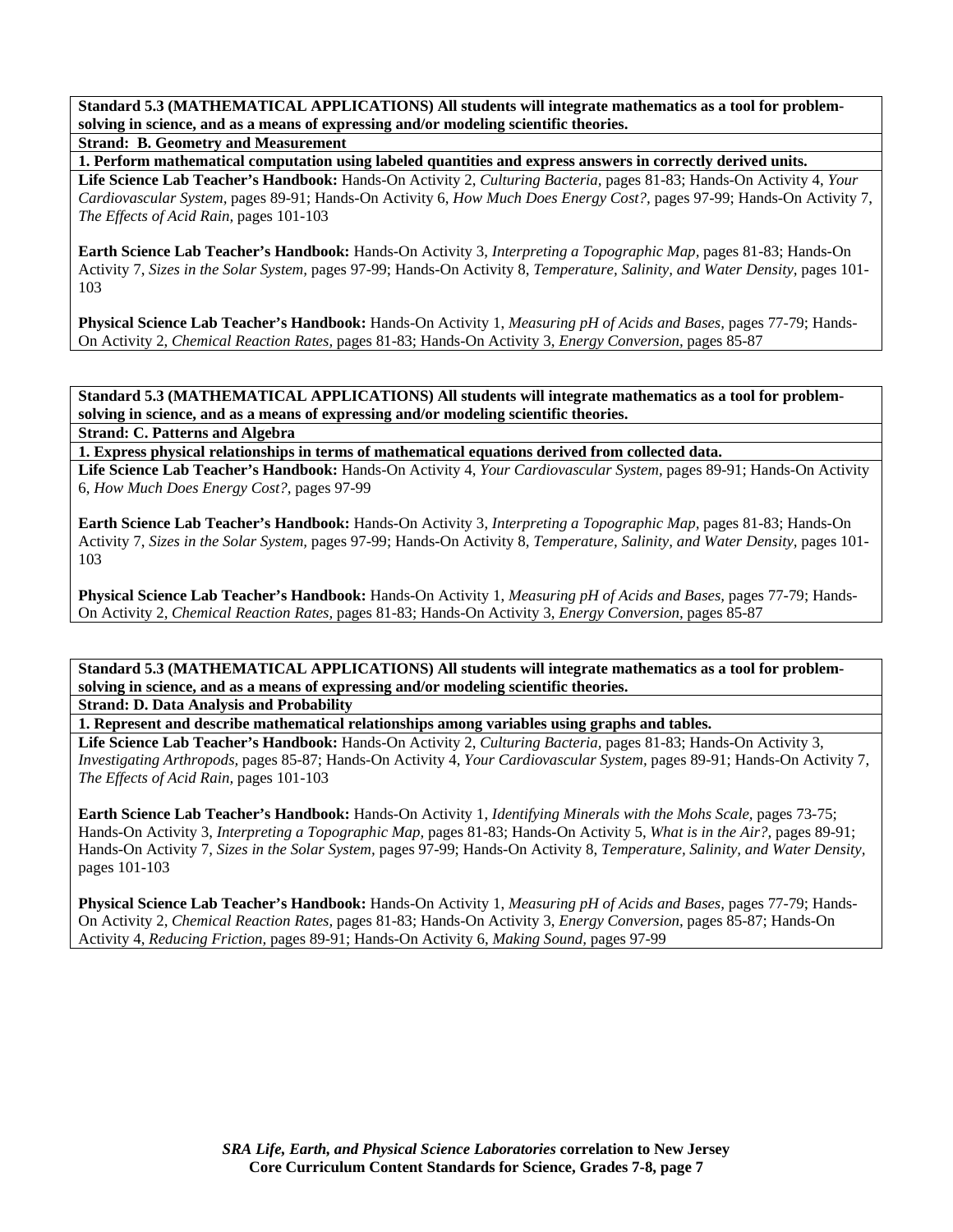**Standard 5.3 (MATHEMATICAL APPLICATIONS) All students will integrate mathematics as a tool for problem-solving in science, and as a means of expressing and/or modeling scientific theories.**

**Strand: B. Geometry and Measurement**

**1. Perform mathematical computation using labeled quantities and express answers in correctly derived units.**

**Life Science Lab Teacher's Handbook:** Hands-On Activity 2, *Culturing Bacteria,* pages 81-83; Hands-On Activity 4, *Your Cardiovascular System,* pages 89-91; Hands-On Activity 6, *How Much Does Energy Cost?,* pages 97-99; Hands-On Activity 7, *The Effects of Acid Rain,* pages 101-103

**Earth Science Lab Teacher's Handbook:** Hands-On Activity 3, *Interpreting a Topographic Map,* pages 81-83; Hands-On Activity 7, *Sizes in the Solar System,* pages 97-99; Hands-On Activity 8, *Temperature, Salinity, and Water Density,* pages 101-103

**Physical Science Lab Teacher's Handbook:** Hands-On Activity 1, *Measuring pH of Acids and Bases,* pages 77-79; Hands-On Activity 2, *Chemical Reaction Rates,* pages 81-83; Hands-On Activity 3, *Energy Conversion,* pages 85-87

**Standard 5.3 (MATHEMATICAL APPLICATIONS) All students will integrate mathematics as a tool for problem-solving in science, and as a means of expressing and/or modeling scientific theories.**

**Strand: C. Patterns and Algebra**

**1. Express physical relationships in terms of mathematical equations derived from collected data.**

**Life Science Lab Teacher's Handbook:** Hands-On Activity 4, *Your Cardiovascular System,* pages 89-91; Hands-On Activity 6, *How Much Does Energy Cost?,* pages 97-99

**Earth Science Lab Teacher's Handbook:** Hands-On Activity 3, *Interpreting a Topographic Map,* pages 81-83; Hands-On Activity 7, *Sizes in the Solar System,* pages 97-99; Hands-On Activity 8, *Temperature, Salinity, and Water Density,* pages 101-103

**Physical Science Lab Teacher's Handbook:** Hands-On Activity 1, *Measuring pH of Acids and Bases,* pages 77-79; Hands-On Activity 2, *Chemical Reaction Rates,* pages 81-83; Hands-On Activity 3, *Energy Conversion,* pages 85-87

**Standard 5.3 (MATHEMATICAL APPLICATIONS) All students will integrate mathematics as a tool for problem-solving in science, and as a means of expressing and/or modeling scientific theories.**

**Strand: D. Data Analysis and Probability**

**1. Represent and describe mathematical relationships among variables using graphs and tables.**

**Life Science Lab Teacher's Handbook:** Hands-On Activity 2, *Culturing Bacteria,* pages 81-83; Hands-On Activity 3, *Investigating Arthropods,* pages 85-87; Hands-On Activity 4, *Your Cardiovascular System,* pages 89-91; Hands-On Activity 7, *The Effects of Acid Rain,* pages 101-103

**Earth Science Lab Teacher's Handbook:** Hands-On Activity 1, *Identifying Minerals with the Mohs Scale,* pages 73-75; Hands-On Activity 3, *Interpreting a Topographic Map,* pages 81-83; Hands-On Activity 5, *What is in the Air?,* pages 89-91; Hands-On Activity 7, *Sizes in the Solar System,* pages 97-99; Hands-On Activity 8, *Temperature, Salinity, and Water Density,* pages 101-103

**Physical Science Lab Teacher's Handbook:** Hands-On Activity 1, *Measuring pH of Acids and Bases,* pages 77-79; Hands-On Activity 2, *Chemical Reaction Rates,* pages 81-83; Hands-On Activity 3, *Energy Conversion,* pages 85-87; Hands-On Activity 4, *Reducing Friction,* pages 89-91; Hands-On Activity 6, *Making Sound,* pages 97-99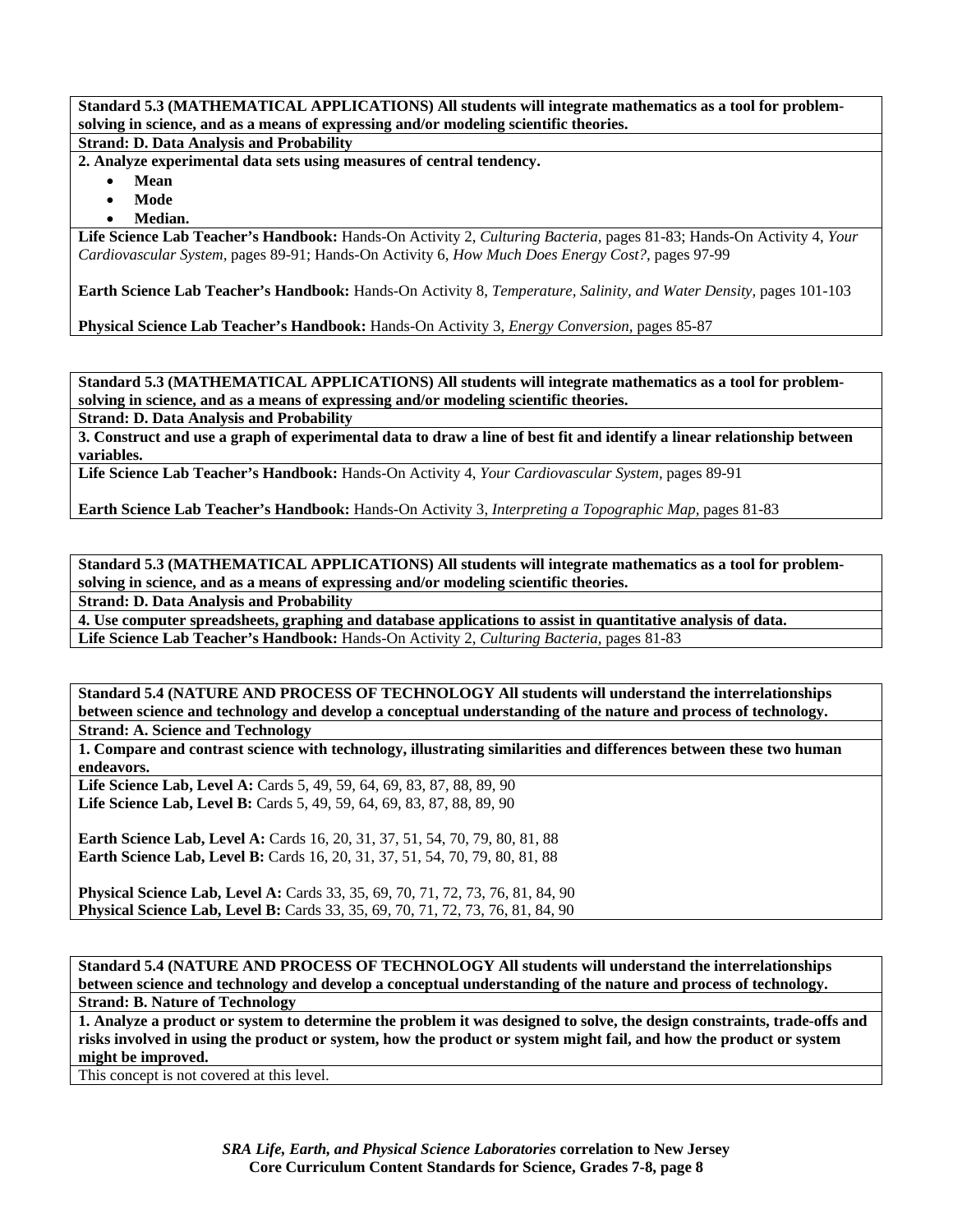**Standard 5.3 (MATHEMATICAL APPLICATIONS) All students will integrate mathematics as a tool for problem-solving in science, and as a means of expressing and/or modeling scientific theories.**

**Strand: D. Data Analysis and Probability**

**2. Analyze experimental data sets using measures of central tendency.**

- **Mean**
- **Mode**
- **Median.**

**Life Science Lab Teacher's Handbook:** Hands-On Activity 2, *Culturing Bacteria,* pages 81-83; Hands-On Activity 4, *Your Cardiovascular System,* pages 89-91; Hands-On Activity 6, *How Much Does Energy Cost?,* pages 97-99

**Earth Science Lab Teacher's Handbook:** Hands-On Activity 8, *Temperature, Salinity, and Water Density,* pages 101-103

**Physical Science Lab Teacher's Handbook:** Hands-On Activity 3, *Energy Conversion,* pages 85-87

**Standard 5.3 (MATHEMATICAL APPLICATIONS) All students will integrate mathematics as a tool for problem-solving in science, and as a means of expressing and/or modeling scientific theories.**

**Strand: D. Data Analysis and Probability**

**3. Construct and use a graph of experimental data to draw a line of best fit and identify a linear relationship between variables.**

**Life Science Lab Teacher's Handbook:** Hands-On Activity 4, *Your Cardiovascular System,* pages 89-91

**Earth Science Lab Teacher's Handbook:** Hands-On Activity 3, *Interpreting a Topographic Map,* pages 81-83

**Standard 5.3 (MATHEMATICAL APPLICATIONS) All students will integrate mathematics as a tool for problem-solving in science, and as a means of expressing and/or modeling scientific theories.**

**Strand: D. Data Analysis and Probability**

**4. Use computer spreadsheets, graphing and database applications to assist in quantitative analysis of data.**

**Life Science Lab Teacher's Handbook:** Hands-On Activity 2, *Culturing Bacteria,* pages 81-83

**Standard 5.4 (NATURE AND PROCESS OF TECHNOLOGY All students will understand the interrelationships between science and technology and develop a conceptual understanding of the nature and process of technology.**

**Strand: A. Science and Technology**

**1. Compare and contrast science with technology, illustrating similarities and differences between these two human endeavors.**

**Life Science Lab, Level A:** Cards 5, 49, 59, 64, 69, 83, 87, 88, 89, 90
**Life Science Lab, Level B:** Cards 5, 49, 59, 64, 69, 83, 87, 88, 89, 90

**Earth Science Lab, Level A:** Cards 16, 20, 31, 37, 51, 54, 70, 79, 80, 81, 88
**Earth Science Lab, Level B:** Cards 16, 20, 31, 37, 51, 54, 70, 79, 80, 81, 88

**Physical Science Lab, Level A:** Cards 33, 35, 69, 70, 71, 72, 73, 76, 81, 84, 90
**Physical Science Lab, Level B:** Cards 33, 35, 69, 70, 71, 72, 73, 76, 81, 84, 90

**Standard 5.4 (NATURE AND PROCESS OF TECHNOLOGY All students will understand the interrelationships between science and technology and develop a conceptual understanding of the nature and process of technology.**

**Strand: B. Nature of Technology**

**1. Analyze a product or system to determine the problem it was designed to solve, the design constraints, trade-offs and risks involved in using the product or system, how the product or system might fail, and how the product or system might be improved.**

This concept is not covered at this level.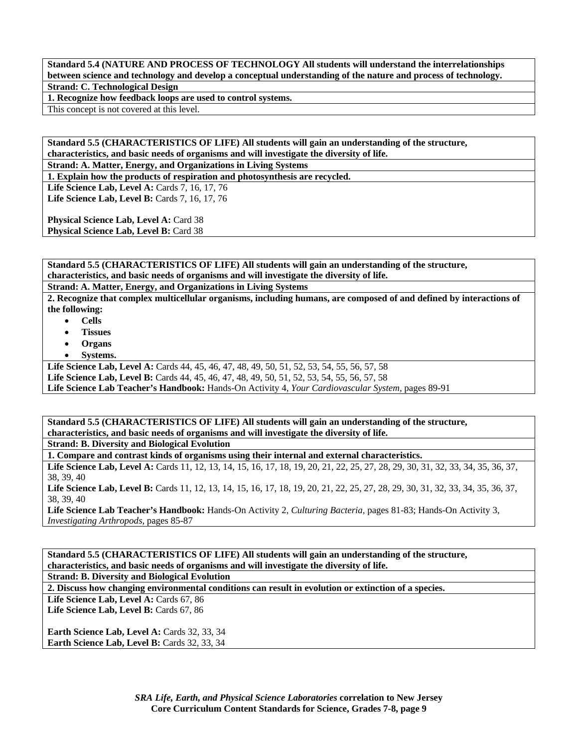**Standard 5.4 (NATURE AND PROCESS OF TECHNOLOGY All students will understand the interrelationships between science and technology and develop a conceptual understanding of the nature and process of technology.**

**Strand: C. Technological Design**

**1. Recognize how feedback loops are used to control systems.**

This concept is not covered at this level.

**Standard 5.5 (CHARACTERISTICS OF LIFE) All students will gain an understanding of the structure, characteristics, and basic needs of organisms and will investigate the diversity of life.**

**Strand: A. Matter, Energy, and Organizations in Living Systems**

**1. Explain how the products of respiration and photosynthesis are recycled.**

**Life Science Lab, Level A:** Cards 7, 16, 17, 76
**Life Science Lab, Level B:** Cards 7, 16, 17, 76

**Physical Science Lab, Level A:** Card 38
**Physical Science Lab, Level B:** Card 38

**Standard 5.5 (CHARACTERISTICS OF LIFE) All students will gain an understanding of the structure, characteristics, and basic needs of organisms and will investigate the diversity of life.**

**Strand: A. Matter, Energy, and Organizations in Living Systems**

**2. Recognize that complex multicellular organisms, including humans, are composed of and defined by interactions of the following:**

- **Cells**
- **Tissues**
- **Organs**
- **Systems.**

**Life Science Lab, Level A:** Cards 44, 45, 46, 47, 48, 49, 50, 51, 52, 53, 54, 55, 56, 57, 58
**Life Science Lab, Level B:** Cards 44, 45, 46, 47, 48, 49, 50, 51, 52, 53, 54, 55, 56, 57, 58
**Life Science Lab Teacher's Handbook:** Hands-On Activity 4, *Your Cardiovascular System,* pages 89-91

**Standard 5.5 (CHARACTERISTICS OF LIFE) All students will gain an understanding of the structure, characteristics, and basic needs of organisms and will investigate the diversity of life.**

**Strand: B. Diversity and Biological Evolution**

**1. Compare and contrast kinds of organisms using their internal and external characteristics.**

**Life Science Lab, Level A:** Cards 11, 12, 13, 14, 15, 16, 17, 18, 19, 20, 21, 22, 25, 27, 28, 29, 30, 31, 32, 33, 34, 35, 36, 37, 38, 39, 40
**Life Science Lab, Level B:** Cards 11, 12, 13, 14, 15, 16, 17, 18, 19, 20, 21, 22, 25, 27, 28, 29, 30, 31, 32, 33, 34, 35, 36, 37, 38, 39, 40
**Life Science Lab Teacher's Handbook:** Hands-On Activity 2, *Culturing Bacteria,* pages 81-83; Hands-On Activity 3, *Investigating Arthropods,* pages 85-87

**Standard 5.5 (CHARACTERISTICS OF LIFE) All students will gain an understanding of the structure, characteristics, and basic needs of organisms and will investigate the diversity of life.**

**Strand: B. Diversity and Biological Evolution**

**2. Discuss how changing environmental conditions can result in evolution or extinction of a species.**

**Life Science Lab, Level A:** Cards 67, 86
**Life Science Lab, Level B:** Cards 67, 86

**Earth Science Lab, Level A:** Cards 32, 33, 34
**Earth Science Lab, Level B:** Cards 32, 33, 34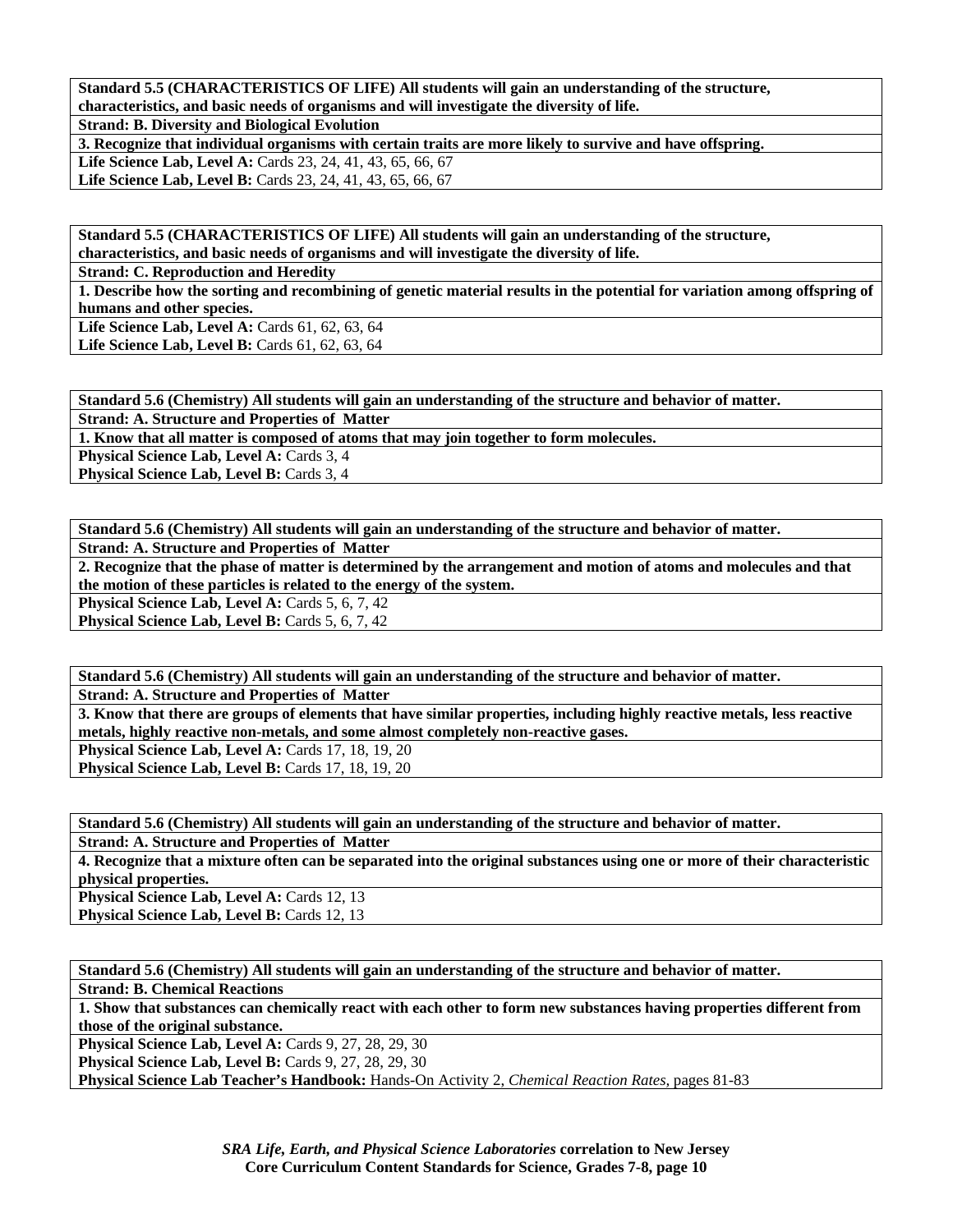**Standard 5.5 (CHARACTERISTICS OF LIFE) All students will gain an understanding of the structure, characteristics, and basic needs of organisms and will investigate the diversity of life.**

**Strand: B. Diversity and Biological Evolution**

**3. Recognize that individual organisms with certain traits are more likely to survive and have offspring.**

**Life Science Lab, Level A:** Cards 23, 24, 41, 43, 65, 66, 67

**Life Science Lab, Level B:** Cards 23, 24, 41, 43, 65, 66, 67

**Standard 5.5 (CHARACTERISTICS OF LIFE) All students will gain an understanding of the structure, characteristics, and basic needs of organisms and will investigate the diversity of life.**

**Strand: C. Reproduction and Heredity**

**1. Describe how the sorting and recombining of genetic material results in the potential for variation among offspring of humans and other species.**

**Life Science Lab, Level A:** Cards 61, 62, 63, 64

**Life Science Lab, Level B:** Cards 61, 62, 63, 64

**Standard 5.6 (Chemistry) All students will gain an understanding of the structure and behavior of matter.**

**Strand: A. Structure and Properties of Matter**

**1. Know that all matter is composed of atoms that may join together to form molecules.**

**Physical Science Lab, Level A:** Cards 3, 4

**Physical Science Lab, Level B:** Cards 3, 4

**Standard 5.6 (Chemistry) All students will gain an understanding of the structure and behavior of matter.**

**Strand: A. Structure and Properties of Matter**

**2. Recognize that the phase of matter is determined by the arrangement and motion of atoms and molecules and that the motion of these particles is related to the energy of the system.**

**Physical Science Lab, Level A:** Cards 5, 6, 7, 42

**Physical Science Lab, Level B:** Cards 5, 6, 7, 42

**Standard 5.6 (Chemistry) All students will gain an understanding of the structure and behavior of matter.**

**Strand: A. Structure and Properties of Matter**

**3. Know that there are groups of elements that have similar properties, including highly reactive metals, less reactive metals, highly reactive non-metals, and some almost completely non-reactive gases.**

**Physical Science Lab, Level A:** Cards 17, 18, 19, 20

**Physical Science Lab, Level B:** Cards 17, 18, 19, 20

**Standard 5.6 (Chemistry) All students will gain an understanding of the structure and behavior of matter.**

**Strand: A. Structure and Properties of Matter**

**4. Recognize that a mixture often can be separated into the original substances using one or more of their characteristic physical properties.**

**Physical Science Lab, Level A:** Cards 12, 13

**Physical Science Lab, Level B:** Cards 12, 13

**Standard 5.6 (Chemistry) All students will gain an understanding of the structure and behavior of matter.**

**Strand: B. Chemical Reactions**

**1. Show that substances can chemically react with each other to form new substances having properties different from those of the original substance.**

**Physical Science Lab, Level A:** Cards 9, 27, 28, 29, 30

**Physical Science Lab, Level B:** Cards 9, 27, 28, 29, 30

**Physical Science Lab Teacher's Handbook:** Hands-On Activity 2, *Chemical Reaction Rates,* pages 81-83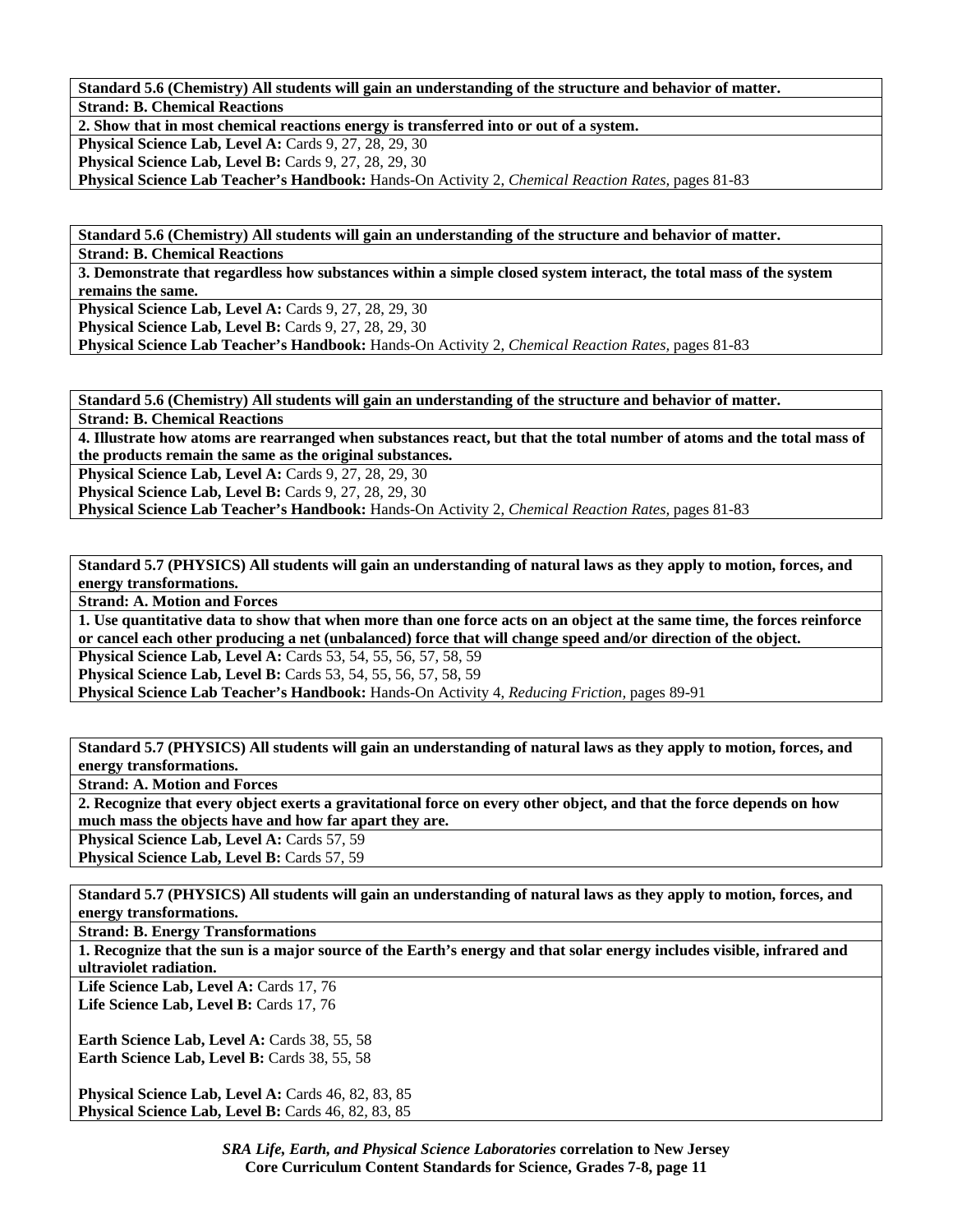**Standard 5.6 (Chemistry) All students will gain an understanding of the structure and behavior of matter.**

**Strand: B. Chemical Reactions**

**2. Show that in most chemical reactions energy is transferred into or out of a system.**

**Physical Science Lab, Level A:** Cards 9, 27, 28, 29, 30
**Physical Science Lab, Level B:** Cards 9, 27, 28, 29, 30
**Physical Science Lab Teacher's Handbook:** Hands-On Activity 2, *Chemical Reaction Rates,* pages 81-83

**Standard 5.6 (Chemistry) All students will gain an understanding of the structure and behavior of matter.**

**Strand: B. Chemical Reactions**

**3. Demonstrate that regardless how substances within a simple closed system interact, the total mass of the system remains the same.**

**Physical Science Lab, Level A:** Cards 9, 27, 28, 29, 30
**Physical Science Lab, Level B:** Cards 9, 27, 28, 29, 30
**Physical Science Lab Teacher's Handbook:** Hands-On Activity 2, *Chemical Reaction Rates,* pages 81-83

**Standard 5.6 (Chemistry) All students will gain an understanding of the structure and behavior of matter.**

**Strand: B. Chemical Reactions**

**4. Illustrate how atoms are rearranged when substances react, but that the total number of atoms and the total mass of the products remain the same as the original substances.**

**Physical Science Lab, Level A:** Cards 9, 27, 28, 29, 30
**Physical Science Lab, Level B:** Cards 9, 27, 28, 29, 30
**Physical Science Lab Teacher's Handbook:** Hands-On Activity 2, *Chemical Reaction Rates,* pages 81-83

**Standard 5.7 (PHYSICS) All students will gain an understanding of natural laws as they apply to motion, forces, and energy transformations.**

**Strand: A. Motion and Forces**

**1. Use quantitative data to show that when more than one force acts on an object at the same time, the forces reinforce or cancel each other producing a net (unbalanced) force that will change speed and/or direction of the object.**

**Physical Science Lab, Level A:** Cards 53, 54, 55, 56, 57, 58, 59
**Physical Science Lab, Level B:** Cards 53, 54, 55, 56, 57, 58, 59
**Physical Science Lab Teacher's Handbook:** Hands-On Activity 4, *Reducing Friction,* pages 89-91

**Standard 5.7 (PHYSICS) All students will gain an understanding of natural laws as they apply to motion, forces, and energy transformations.**

**Strand: A. Motion and Forces**

**2. Recognize that every object exerts a gravitational force on every other object, and that the force depends on how much mass the objects have and how far apart they are.**

**Physical Science Lab, Level A:** Cards 57, 59
**Physical Science Lab, Level B:** Cards 57, 59

**Standard 5.7 (PHYSICS) All students will gain an understanding of natural laws as they apply to motion, forces, and energy transformations.**

**Strand: B. Energy Transformations**

**1. Recognize that the sun is a major source of the Earth's energy and that solar energy includes visible, infrared and ultraviolet radiation.**

**Life Science Lab, Level A:** Cards 17, 76
**Life Science Lab, Level B:** Cards 17, 76

**Earth Science Lab, Level A:** Cards 38, 55, 58
**Earth Science Lab, Level B:** Cards 38, 55, 58

**Physical Science Lab, Level A:** Cards 46, 82, 83, 85
**Physical Science Lab, Level B:** Cards 46, 82, 83, 85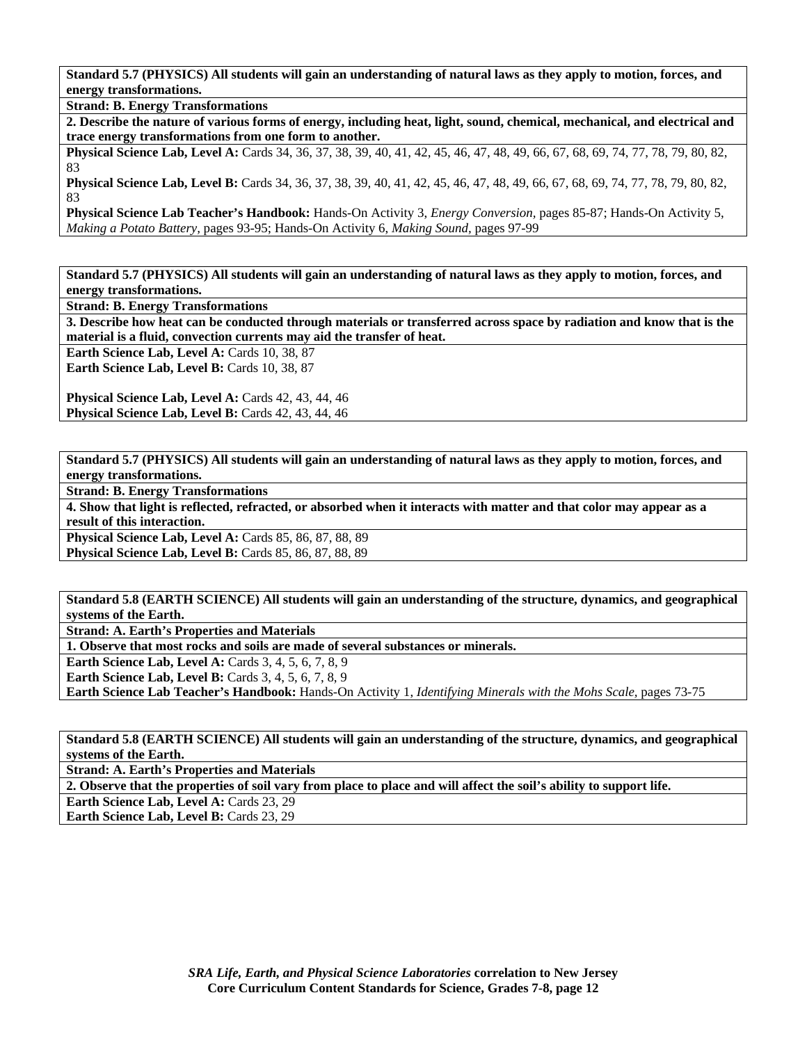**Standard 5.7 (PHYSICS) All students will gain an understanding of natural laws as they apply to motion, forces, and energy transformations.**

**Strand: B. Energy Transformations**

**2. Describe the nature of various forms of energy, including heat, light, sound, chemical, mechanical, and electrical and trace energy transformations from one form to another.**

**Physical Science Lab, Level A:** Cards 34, 36, 37, 38, 39, 40, 41, 42, 45, 46, 47, 48, 49, 66, 67, 68, 69, 74, 77, 78, 79, 80, 82, 83

**Physical Science Lab, Level B:** Cards 34, 36, 37, 38, 39, 40, 41, 42, 45, 46, 47, 48, 49, 66, 67, 68, 69, 74, 77, 78, 79, 80, 82, 83

**Physical Science Lab Teacher's Handbook:** Hands-On Activity 3, *Energy Conversion,* pages 85-87; Hands-On Activity 5, *Making a Potato Battery,* pages 93-95; Hands-On Activity 6, *Making Sound,* pages 97-99

---

**Standard 5.7 (PHYSICS) All students will gain an understanding of natural laws as they apply to motion, forces, and energy transformations.**

**Strand: B. Energy Transformations**

**3. Describe how heat can be conducted through materials or transferred across space by radiation and know that is the material is a fluid, convection currents may aid the transfer of heat.**

**Earth Science Lab, Level A:** Cards 10, 38, 87

**Earth Science Lab, Level B:** Cards 10, 38, 87

**Physical Science Lab, Level A:** Cards 42, 43, 44, 46

**Physical Science Lab, Level B:** Cards 42, 43, 44, 46

---

**Standard 5.7 (PHYSICS) All students will gain an understanding of natural laws as they apply to motion, forces, and energy transformations.**

**Strand: B. Energy Transformations**

**4. Show that light is reflected, refracted, or absorbed when it interacts with matter and that color may appear as a result of this interaction.**

**Physical Science Lab, Level A:** Cards 85, 86, 87, 88, 89

**Physical Science Lab, Level B:** Cards 85, 86, 87, 88, 89

---

**Standard 5.8 (EARTH SCIENCE) All students will gain an understanding of the structure, dynamics, and geographical systems of the Earth.**

**Strand: A. Earth's Properties and Materials**

**1. Observe that most rocks and soils are made of several substances or minerals.**

**Earth Science Lab, Level A:** Cards 3, 4, 5, 6, 7, 8, 9

**Earth Science Lab, Level B:** Cards 3, 4, 5, 6, 7, 8, 9

**Earth Science Lab Teacher's Handbook:** Hands-On Activity 1, *Identifying Minerals with the Mohs Scale,* pages 73-75

---

**Standard 5.8 (EARTH SCIENCE) All students will gain an understanding of the structure, dynamics, and geographical systems of the Earth.**

**Strand: A. Earth's Properties and Materials**

**2. Observe that the properties of soil vary from place to place and will affect the soil's ability to support life.**

**Earth Science Lab, Level A:** Cards 23, 29

**Earth Science Lab, Level B:** Cards 23, 29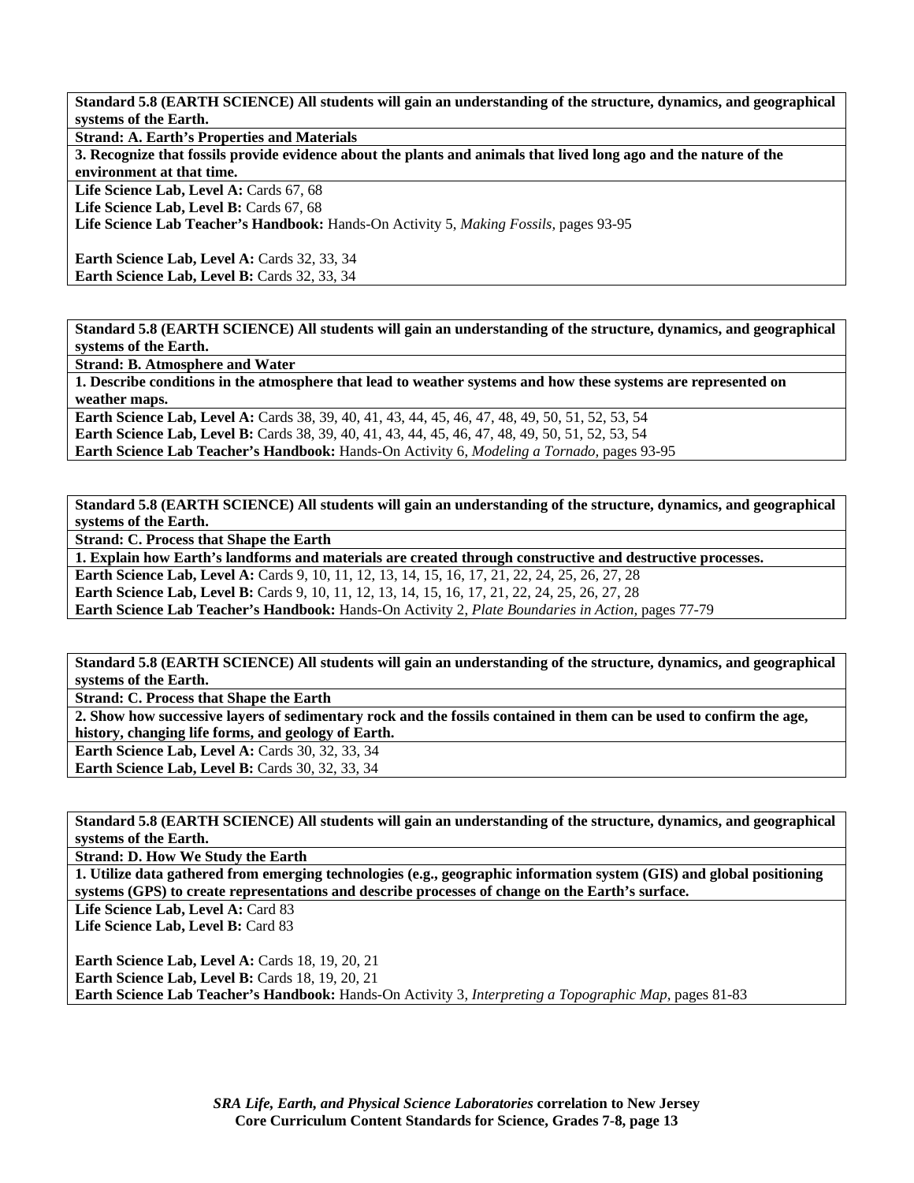**Standard 5.8 (EARTH SCIENCE) All students will gain an understanding of the structure, dynamics, and geographical systems of the Earth.**

**Strand: A. Earth's Properties and Materials**

**3. Recognize that fossils provide evidence about the plants and animals that lived long ago and the nature of the environment at that time.**

**Life Science Lab, Level A:** Cards 67, 68
**Life Science Lab, Level B:** Cards 67, 68
**Life Science Lab Teacher's Handbook:** Hands-On Activity 5, *Making Fossils,* pages 93-95

**Earth Science Lab, Level A:** Cards 32, 33, 34
**Earth Science Lab, Level B:** Cards 32, 33, 34

**Standard 5.8 (EARTH SCIENCE) All students will gain an understanding of the structure, dynamics, and geographical systems of the Earth.**

**Strand: B. Atmosphere and Water**

**1. Describe conditions in the atmosphere that lead to weather systems and how these systems are represented on weather maps.**

**Earth Science Lab, Level A:** Cards 38, 39, 40, 41, 43, 44, 45, 46, 47, 48, 49, 50, 51, 52, 53, 54
**Earth Science Lab, Level B:** Cards 38, 39, 40, 41, 43, 44, 45, 46, 47, 48, 49, 50, 51, 52, 53, 54
**Earth Science Lab Teacher's Handbook:** Hands-On Activity 6, *Modeling a Tornado,* pages 93-95

**Standard 5.8 (EARTH SCIENCE) All students will gain an understanding of the structure, dynamics, and geographical systems of the Earth.**

**Strand: C. Process that Shape the Earth**

**1. Explain how Earth's landforms and materials are created through constructive and destructive processes.**

**Earth Science Lab, Level A:** Cards 9, 10, 11, 12, 13, 14, 15, 16, 17, 21, 22, 24, 25, 26, 27, 28
**Earth Science Lab, Level B:** Cards 9, 10, 11, 12, 13, 14, 15, 16, 17, 21, 22, 24, 25, 26, 27, 28
**Earth Science Lab Teacher's Handbook:** Hands-On Activity 2, *Plate Boundaries in Action,* pages 77-79

**Standard 5.8 (EARTH SCIENCE) All students will gain an understanding of the structure, dynamics, and geographical systems of the Earth.**

**Strand: C. Process that Shape the Earth**

**2. Show how successive layers of sedimentary rock and the fossils contained in them can be used to confirm the age, history, changing life forms, and geology of Earth.**

**Earth Science Lab, Level A:** Cards 30, 32, 33, 34
**Earth Science Lab, Level B:** Cards 30, 32, 33, 34

**Standard 5.8 (EARTH SCIENCE) All students will gain an understanding of the structure, dynamics, and geographical systems of the Earth.**

**Strand: D. How We Study the Earth**

**1. Utilize data gathered from emerging technologies (e.g., geographic information system (GIS) and global positioning systems (GPS) to create representations and describe processes of change on the Earth's surface.**

**Life Science Lab, Level A:** Card 83
**Life Science Lab, Level B:** Card 83

**Earth Science Lab, Level A:** Cards 18, 19, 20, 21
**Earth Science Lab, Level B:** Cards 18, 19, 20, 21
**Earth Science Lab Teacher's Handbook:** Hands-On Activity 3, *Interpreting a Topographic Map,* pages 81-83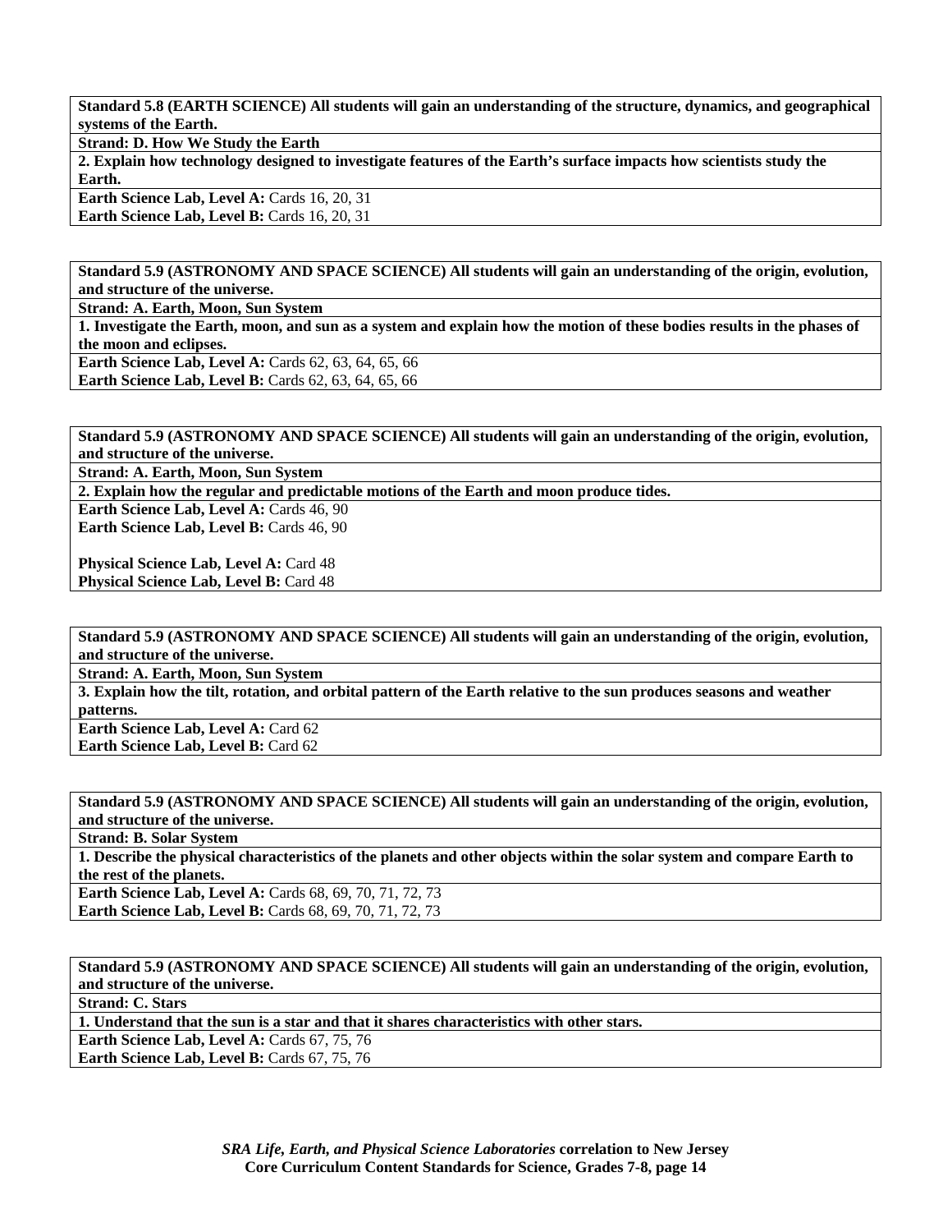**Standard 5.8 (EARTH SCIENCE) All students will gain an understanding of the structure, dynamics, and geographical systems of the Earth.**

**Strand: D. How We Study the Earth**

**2. Explain how technology designed to investigate features of the Earth's surface impacts how scientists study the Earth.**

**Earth Science Lab, Level A:** Cards 16, 20, 31
**Earth Science Lab, Level B:** Cards 16, 20, 31

**Standard 5.9 (ASTRONOMY AND SPACE SCIENCE) All students will gain an understanding of the origin, evolution, and structure of the universe.**

**Strand: A. Earth, Moon, Sun System**

**1. Investigate the Earth, moon, and sun as a system and explain how the motion of these bodies results in the phases of the moon and eclipses.**

**Earth Science Lab, Level A:** Cards 62, 63, 64, 65, 66
**Earth Science Lab, Level B:** Cards 62, 63, 64, 65, 66

**Standard 5.9 (ASTRONOMY AND SPACE SCIENCE) All students will gain an understanding of the origin, evolution, and structure of the universe.**

**Strand: A. Earth, Moon, Sun System**

**2. Explain how the regular and predictable motions of the Earth and moon produce tides.**

**Earth Science Lab, Level A:** Cards 46, 90
**Earth Science Lab, Level B:** Cards 46, 90

**Physical Science Lab, Level A:** Card 48
**Physical Science Lab, Level B:** Card 48

**Standard 5.9 (ASTRONOMY AND SPACE SCIENCE) All students will gain an understanding of the origin, evolution, and structure of the universe.**

**Strand: A. Earth, Moon, Sun System**

**3. Explain how the tilt, rotation, and orbital pattern of the Earth relative to the sun produces seasons and weather patterns.**

**Earth Science Lab, Level A:** Card 62
**Earth Science Lab, Level B:** Card 62

**Standard 5.9 (ASTRONOMY AND SPACE SCIENCE) All students will gain an understanding of the origin, evolution, and structure of the universe.**

**Strand: B. Solar System**

**1. Describe the physical characteristics of the planets and other objects within the solar system and compare Earth to the rest of the planets.**

**Earth Science Lab, Level A:** Cards 68, 69, 70, 71, 72, 73
**Earth Science Lab, Level B:** Cards 68, 69, 70, 71, 72, 73

**Standard 5.9 (ASTRONOMY AND SPACE SCIENCE) All students will gain an understanding of the origin, evolution, and structure of the universe.**

**Strand: C. Stars**

**1. Understand that the sun is a star and that it shares characteristics with other stars.**

**Earth Science Lab, Level A:** Cards 67, 75, 76
**Earth Science Lab, Level B:** Cards 67, 75, 76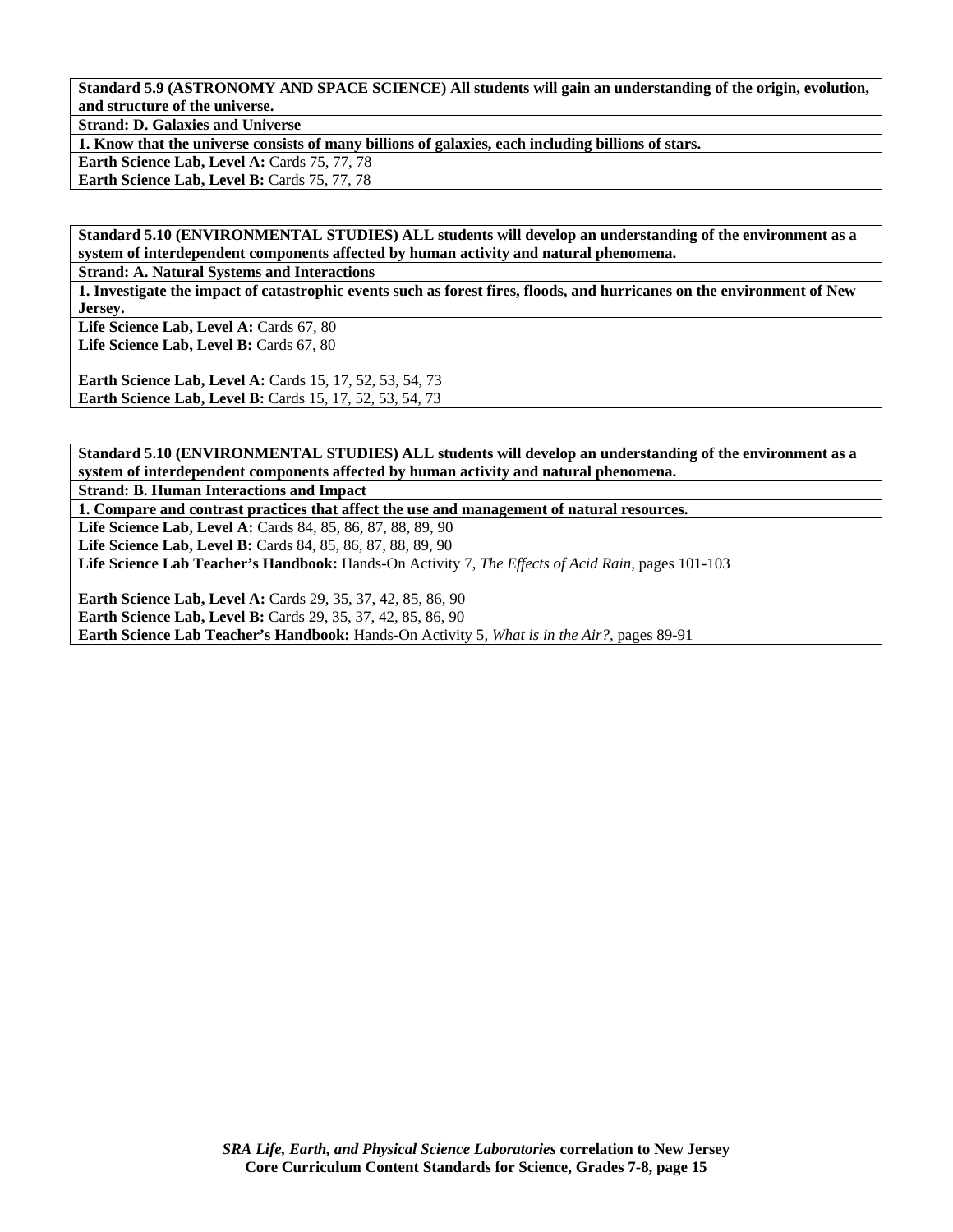**Standard 5.9 (ASTRONOMY AND SPACE SCIENCE) All students will gain an understanding of the origin, evolution, and structure of the universe.**

**Strand: D. Galaxies and Universe**

**1. Know that the universe consists of many billions of galaxies, each including billions of stars.**

**Earth Science Lab, Level A:** Cards 75, 77, 78
**Earth Science Lab, Level B:** Cards 75, 77, 78

**Standard 5.10 (ENVIRONMENTAL STUDIES) ALL students will develop an understanding of the environment as a system of interdependent components affected by human activity and natural phenomena.**

**Strand: A. Natural Systems and Interactions**

**1. Investigate the impact of catastrophic events such as forest fires, floods, and hurricanes on the environment of New Jersey.**

**Life Science Lab, Level A:** Cards 67, 80
**Life Science Lab, Level B:** Cards 67, 80

**Earth Science Lab, Level A:** Cards 15, 17, 52, 53, 54, 73
**Earth Science Lab, Level B:** Cards 15, 17, 52, 53, 54, 73

**Standard 5.10 (ENVIRONMENTAL STUDIES) ALL students will develop an understanding of the environment as a system of interdependent components affected by human activity and natural phenomena.**

**Strand: B. Human Interactions and Impact**

**1. Compare and contrast practices that affect the use and management of natural resources.**

**Life Science Lab, Level A:** Cards 84, 85, 86, 87, 88, 89, 90
**Life Science Lab, Level B:** Cards 84, 85, 86, 87, 88, 89, 90
**Life Science Lab Teacher's Handbook:** Hands-On Activity 7, *The Effects of Acid Rain,* pages 101-103

**Earth Science Lab, Level A:** Cards 29, 35, 37, 42, 85, 86, 90
**Earth Science Lab, Level B:** Cards 29, 35, 37, 42, 85, 86, 90
**Earth Science Lab Teacher's Handbook:** Hands-On Activity 5, *What is in the Air?,* pages 89-91